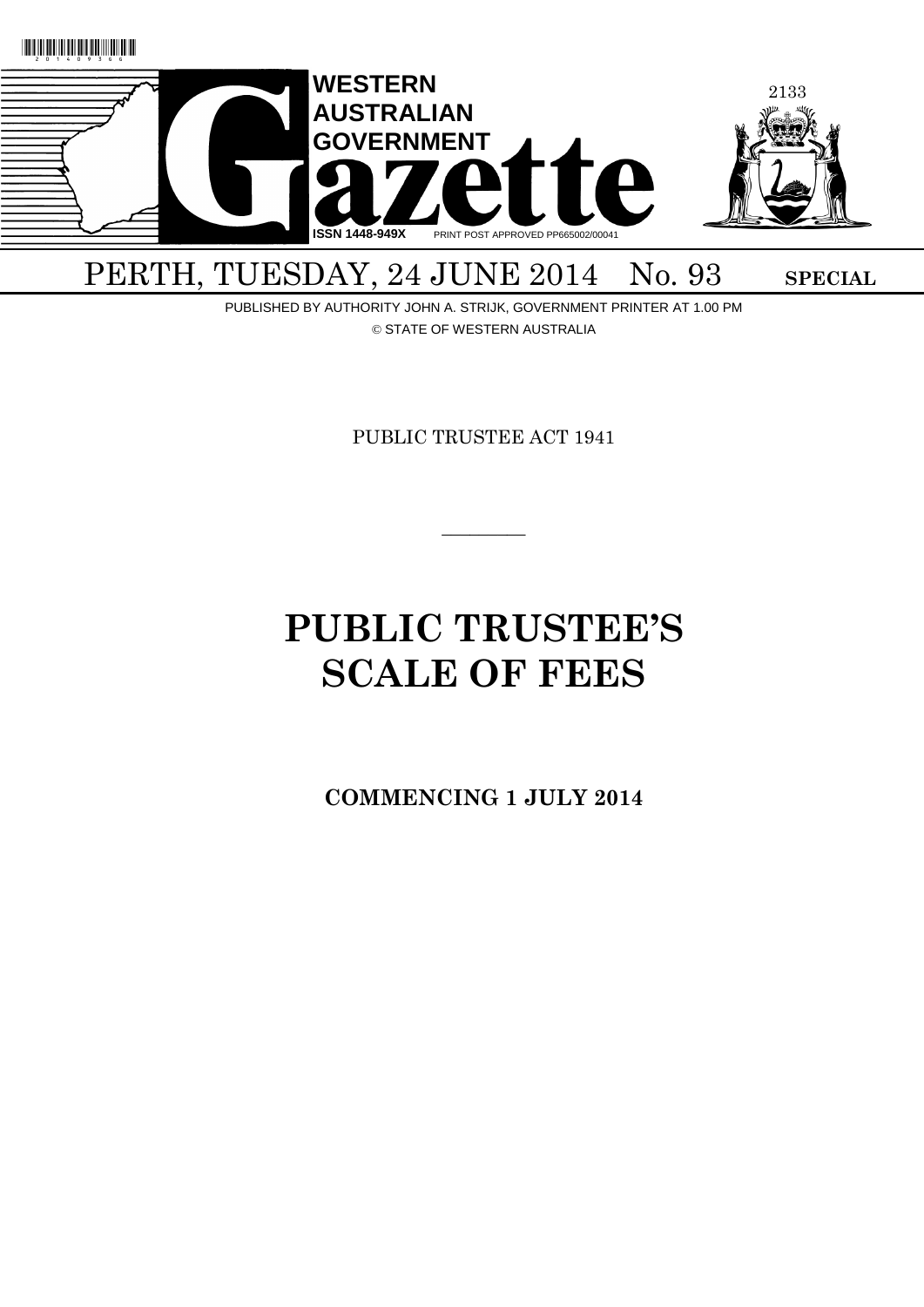# WESTERN AUSTRALIAN GOVERNMENT Gazette

ISSN 1448-949X PRINT POST APPROVED PP665002/00041

PERTH, TUESDAY, 24 JUNE 2014 No. 93 **SPECIAL**

PUBLISHED BY AUTHORITY JOHN A. STRIJK, GOVERNMENT PRINTER AT 1.00 PM

© STATE OF WESTERN AUSTRALIA

PUBLIC TRUSTEE ACT 1941

---

# PUBLIC TRUSTEE'S SCALE OF FEES

**COMMENCING 1 JULY 2014**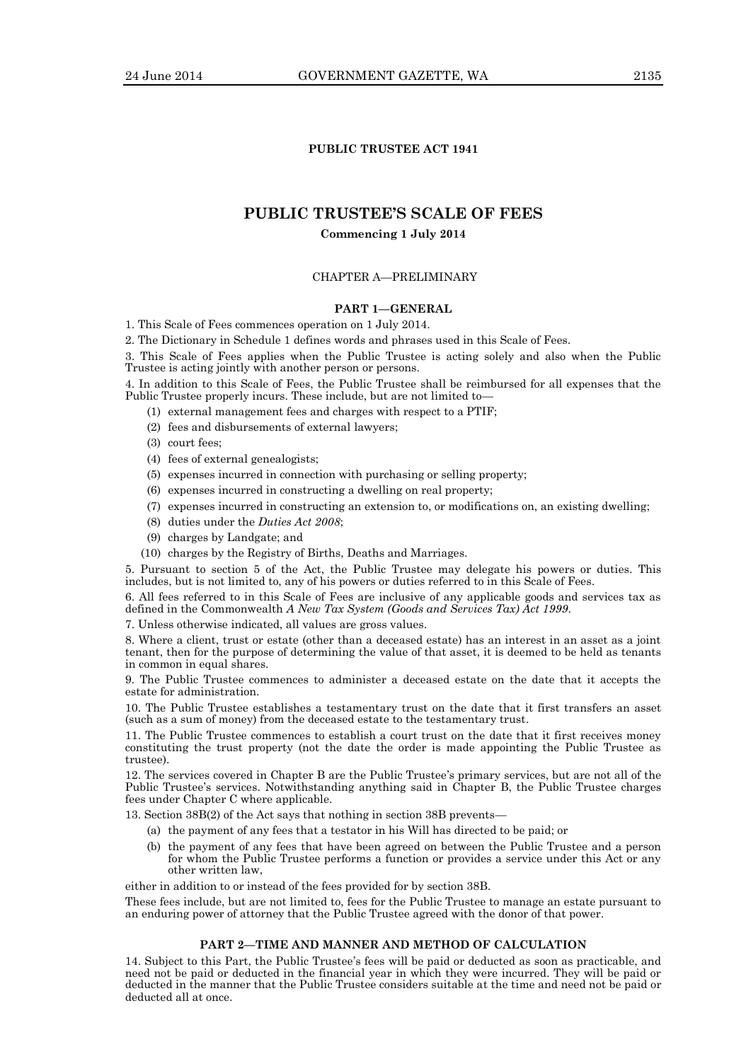## PUBLIC TRUSTEE ACT 1941

# PUBLIC TRUSTEE'S SCALE OF FEES

**Commencing 1 July 2014**

### CHAPTER A—PRELIMINARY

### PART 1—GENERAL

1. This Scale of Fees commences operation on 1 July 2014.

2. The Dictionary in Schedule 1 defines words and phrases used in this Scale of Fees.

3. This Scale of Fees applies when the Public Trustee is acting solely and also when the Public Trustee is acting jointly with another person or persons.

4. In addition to this Scale of Fees, the Public Trustee shall be reimbursed for all expenses that the Public Trustee properly incurs. These include, but are not limited to—

(1) external management fees and charges with respect to a PTIF;

(2) fees and disbursements of external lawyers;

(3) court fees;

(4) fees of external genealogists;

(5) expenses incurred in connection with purchasing or selling property;

(6) expenses incurred in constructing a dwelling on real property;

(7) expenses incurred in constructing an extension to, or modifications on, an existing dwelling;

(8) duties under the *Duties Act 2008*;

(9) charges by Landgate; and

(10) charges by the Registry of Births, Deaths and Marriages.

5. Pursuant to section 5 of the Act, the Public Trustee may delegate his powers or duties. This includes, but is not limited to, any of his powers or duties referred to in this Scale of Fees.

6. All fees referred to in this Scale of Fees are inclusive of any applicable goods and services tax as defined in the Commonwealth *A New Tax System (Goods and Services Tax) Act 1999*.

7. Unless otherwise indicated, all values are gross values.

8. Where a client, trust or estate (other than a deceased estate) has an interest in an asset as a joint tenant, then for the purpose of determining the value of that asset, it is deemed to be held as tenants in common in equal shares.

9. The Public Trustee commences to administer a deceased estate on the date that it accepts the estate for administration.

10. The Public Trustee establishes a testamentary trust on the date that it first transfers an asset (such as a sum of money) from the deceased estate to the testamentary trust.

11. The Public Trustee commences to establish a court trust on the date that it first receives money constituting the trust property (not the date the order is made appointing the Public Trustee as trustee).

12. The services covered in Chapter B are the Public Trustee's primary services, but are not all of the Public Trustee's services. Notwithstanding anything said in Chapter B, the Public Trustee charges fees under Chapter C where applicable.

13. Section 38B(2) of the Act says that nothing in section 38B prevents—

(a) the payment of any fees that a testator in his Will has directed to be paid; or

(b) the payment of any fees that have been agreed on between the Public Trustee and a person for whom the Public Trustee performs a function or provides a service under this Act or any other written law,

either in addition to or instead of the fees provided for by section 38B.

These fees include, but are not limited to, fees for the Public Trustee to manage an estate pursuant to an enduring power of attorney that the Public Trustee agreed with the donor of that power.

### PART 2—TIME AND MANNER AND METHOD OF CALCULATION

14. Subject to this Part, the Public Trustee's fees will be paid or deducted as soon as practicable, and need not be paid or deducted in the financial year in which they were incurred. They will be paid or deducted in the manner that the Public Trustee considers suitable at the time and need not be paid or deducted all at once.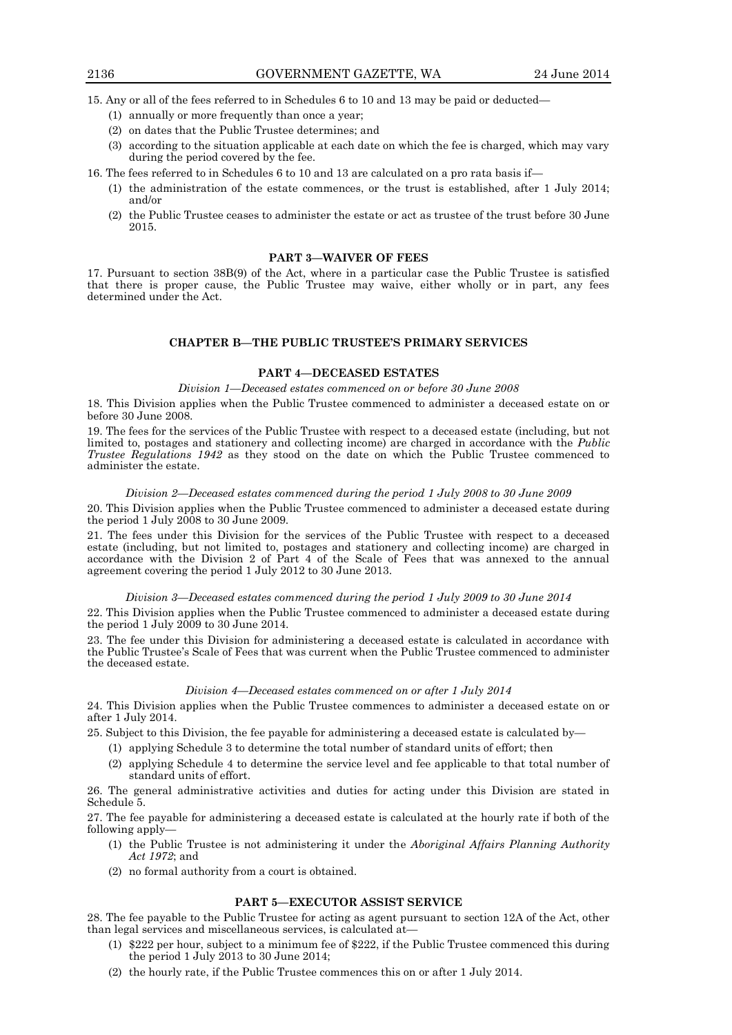15. Any or all of the fees referred to in Schedules 6 to 10 and 13 may be paid or deducted—

(1) annually or more frequently than once a year;

(2) on dates that the Public Trustee determines; and

(3) according to the situation applicable at each date on which the fee is charged, which may vary during the period covered by the fee.

16. The fees referred to in Schedules 6 to 10 and 13 are calculated on a pro rata basis if—

(1) the administration of the estate commences, or the trust is established, after 1 July 2014; and/or

(2) the Public Trustee ceases to administer the estate or act as trustee of the trust before 30 June 2015.

### PART 3—WAIVER OF FEES

17. Pursuant to section 38B(9) of the Act, where in a particular case the Public Trustee is satisfied that there is proper cause, the Public Trustee may waive, either wholly or in part, any fees determined under the Act.

## CHAPTER B—THE PUBLIC TRUSTEE'S PRIMARY SERVICES

### PART 4—DECEASED ESTATES

*Division 1—Deceased estates commenced on or before 30 June 2008*

18. This Division applies when the Public Trustee commenced to administer a deceased estate on or before 30 June 2008.

19. The fees for the services of the Public Trustee with respect to a deceased estate (including, but not limited to, postages and stationery and collecting income) are charged in accordance with the *Public Trustee Regulations 1942* as they stood on the date on which the Public Trustee commenced to administer the estate.

*Division 2—Deceased estates commenced during the period 1 July 2008 to 30 June 2009*

20. This Division applies when the Public Trustee commenced to administer a deceased estate during the period 1 July 2008 to 30 June 2009.

21. The fees under this Division for the services of the Public Trustee with respect to a deceased estate (including, but not limited to, postages and stationery and collecting income) are charged in accordance with the Division 2 of Part 4 of the Scale of Fees that was annexed to the annual agreement covering the period 1 July 2012 to 30 June 2013.

*Division 3—Deceased estates commenced during the period 1 July 2009 to 30 June 2014*

22. This Division applies when the Public Trustee commenced to administer a deceased estate during the period 1 July 2009 to 30 June 2014.

23. The fee under this Division for administering a deceased estate is calculated in accordance with the Public Trustee's Scale of Fees that was current when the Public Trustee commenced to administer the deceased estate.

*Division 4—Deceased estates commenced on or after 1 July 2014*

24. This Division applies when the Public Trustee commences to administer a deceased estate on or after 1 July 2014.

25. Subject to this Division, the fee payable for administering a deceased estate is calculated by—

(1) applying Schedule 3 to determine the total number of standard units of effort; then

(2) applying Schedule 4 to determine the service level and fee applicable to that total number of standard units of effort.

26. The general administrative activities and duties for acting under this Division are stated in Schedule 5.

27. The fee payable for administering a deceased estate is calculated at the hourly rate if both of the following apply—

(1) the Public Trustee is not administering it under the *Aboriginal Affairs Planning Authority Act 1972*; and

(2) no formal authority from a court is obtained.

### PART 5—EXECUTOR ASSIST SERVICE

28. The fee payable to the Public Trustee for acting as agent pursuant to section 12A of the Act, other than legal services and miscellaneous services, is calculated at—

(1) $222 per hour, subject to a minimum fee of $222, if the Public Trustee commenced this during the period 1 July 2013 to 30 June 2014;

(2) the hourly rate, if the Public Trustee commences this on or after 1 July 2014.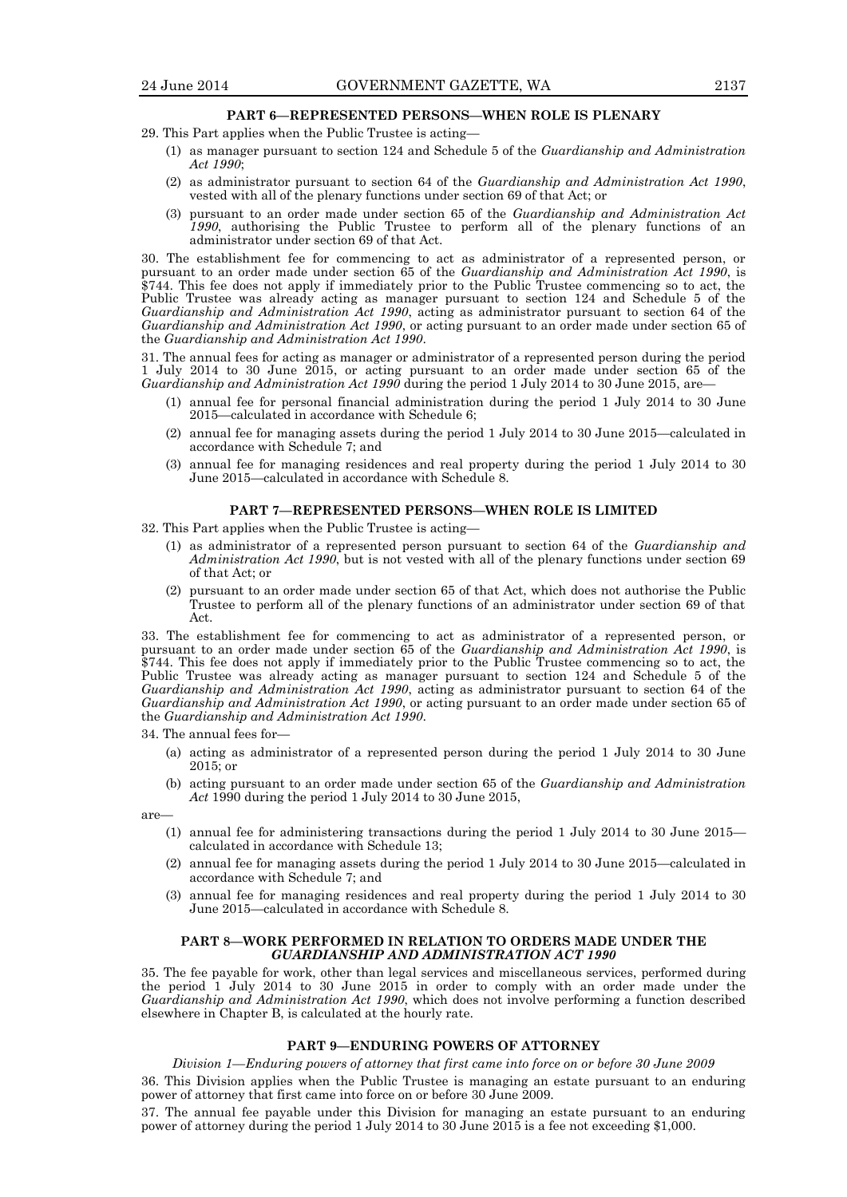## PART 6—REPRESENTED PERSONS—WHEN ROLE IS PLENARY

29. This Part applies when the Public Trustee is acting—

(1) as manager pursuant to section 124 and Schedule 5 of the *Guardianship and Administration Act 1990*;

(2) as administrator pursuant to section 64 of the *Guardianship and Administration Act 1990*, vested with all of the plenary functions under section 69 of that Act; or

(3) pursuant to an order made under section 65 of the *Guardianship and Administration Act 1990*, authorising the Public Trustee to perform all of the plenary functions of an administrator under section 69 of that Act.

30. The establishment fee for commencing to act as administrator of a represented person, or pursuant to an order made under section 65 of the *Guardianship and Administration Act 1990*, is $744. This fee does not apply if immediately prior to the Public Trustee commencing so to act, the Public Trustee was already acting as manager pursuant to section 124 and Schedule 5 of the *Guardianship and Administration Act 1990*, acting as administrator pursuant to section 64 of the *Guardianship and Administration Act 1990*, or acting pursuant to an order made under section 65 of the *Guardianship and Administration Act 1990*.

31. The annual fees for acting as manager or administrator of a represented person during the period 1 July 2014 to 30 June 2015, or acting pursuant to an order made under section 65 of the *Guardianship and Administration Act 1990* during the period 1 July 2014 to 30 June 2015, are—

(1) annual fee for personal financial administration during the period 1 July 2014 to 30 June 2015—calculated in accordance with Schedule 6;

(2) annual fee for managing assets during the period 1 July 2014 to 30 June 2015—calculated in accordance with Schedule 7; and

(3) annual fee for managing residences and real property during the period 1 July 2014 to 30 June 2015—calculated in accordance with Schedule 8.

## PART 7—REPRESENTED PERSONS—WHEN ROLE IS LIMITED

32. This Part applies when the Public Trustee is acting—

(1) as administrator of a represented person pursuant to section 64 of the *Guardianship and Administration Act 1990*, but is not vested with all of the plenary functions under section 69 of that Act; or

(2) pursuant to an order made under section 65 of that Act, which does not authorise the Public Trustee to perform all of the plenary functions of an administrator under section 69 of that Act.

33. The establishment fee for commencing to act as administrator of a represented person, or pursuant to an order made under section 65 of the *Guardianship and Administration Act 1990*, is $744. This fee does not apply if immediately prior to the Public Trustee commencing so to act, the Public Trustee was already acting as manager pursuant to section 124 and Schedule 5 of the *Guardianship and Administration Act 1990*, acting as administrator pursuant to section 64 of the *Guardianship and Administration Act 1990*, or acting pursuant to an order made under section 65 of the *Guardianship and Administration Act 1990*.

34. The annual fees for—

(a) acting as administrator of a represented person during the period 1 July 2014 to 30 June 2015; or

(b) acting pursuant to an order made under section 65 of the *Guardianship and Administration Act* 1990 during the period 1 July 2014 to 30 June 2015,

are—

(1) annual fee for administering transactions during the period 1 July 2014 to 30 June 2015—calculated in accordance with Schedule 13;

(2) annual fee for managing assets during the period 1 July 2014 to 30 June 2015—calculated in accordance with Schedule 7; and

(3) annual fee for managing residences and real property during the period 1 July 2014 to 30 June 2015—calculated in accordance with Schedule 8.

## PART 8—WORK PERFORMED IN RELATION TO ORDERS MADE UNDER THE *GUARDIANSHIP AND ADMINISTRATION ACT 1990*

35. The fee payable for work, other than legal services and miscellaneous services, performed during the period 1 July 2014 to 30 June 2015 in order to comply with an order made under the *Guardianship and Administration Act 1990*, which does not involve performing a function described elsewhere in Chapter B, is calculated at the hourly rate.

## PART 9—ENDURING POWERS OF ATTORNEY

*Division 1—Enduring powers of attorney that first came into force on or before 30 June 2009*

36. This Division applies when the Public Trustee is managing an estate pursuant to an enduring power of attorney that first came into force on or before 30 June 2009.

37. The annual fee payable under this Division for managing an estate pursuant to an enduring power of attorney during the period 1 July 2014 to 30 June 2015 is a fee not exceeding $1,000.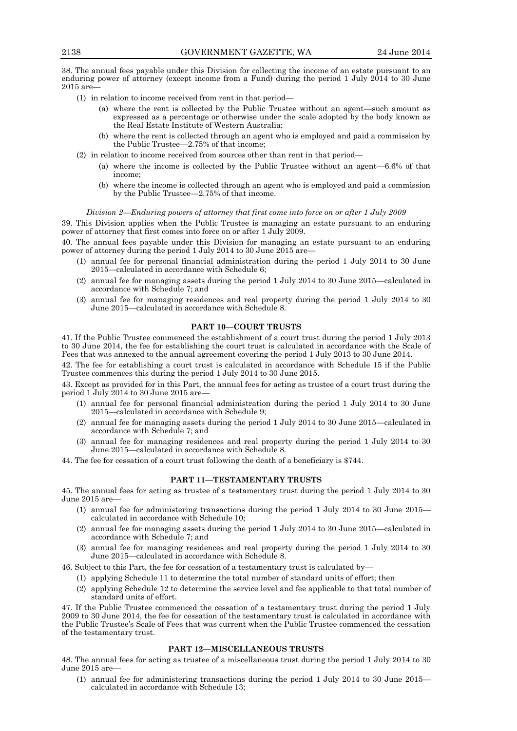38. The annual fees payable under this Division for collecting the income of an estate pursuant to an enduring power of attorney (except income from a Fund) during the period 1 July 2014 to 30 June 2015 are—

(1) in relation to income received from rent in that period—

(a) where the rent is collected by the Public Trustee without an agent—such amount as expressed as a percentage or otherwise under the scale adopted by the body known as the Real Estate Institute of Western Australia;

(b) where the rent is collected through an agent who is employed and paid a commission by the Public Trustee—2.75% of that income;

(2) in relation to income received from sources other than rent in that period—

(a) where the income is collected by the Public Trustee without an agent—6.6% of that income;

(b) where the income is collected through an agent who is employed and paid a commission by the Public Trustee—2.75% of that income.

*Division 2—Enduring powers of attorney that first come into force on or after 1 July 2009*

39. This Division applies when the Public Trustee is managing an estate pursuant to an enduring power of attorney that first comes into force on or after 1 July 2009.

40. The annual fees payable under this Division for managing an estate pursuant to an enduring power of attorney during the period 1 July 2014 to 30 June 2015 are—

(1) annual fee for personal financial administration during the period 1 July 2014 to 30 June 2015—calculated in accordance with Schedule 6;

(2) annual fee for managing assets during the period 1 July 2014 to 30 June 2015—calculated in accordance with Schedule 7; and

(3) annual fee for managing residences and real property during the period 1 July 2014 to 30 June 2015—calculated in accordance with Schedule 8.

## PART 10—COURT TRUSTS

41. If the Public Trustee commenced the establishment of a court trust during the period 1 July 2013 to 30 June 2014, the fee for establishing the court trust is calculated in accordance with the Scale of Fees that was annexed to the annual agreement covering the period 1 July 2013 to 30 June 2014.

42. The fee for establishing a court trust is calculated in accordance with Schedule 15 if the Public Trustee commences this during the period 1 July 2014 to 30 June 2015.

43. Except as provided for in this Part, the annual fees for acting as trustee of a court trust during the period 1 July 2014 to 30 June 2015 are—

(1) annual fee for personal financial administration during the period 1 July 2014 to 30 June 2015—calculated in accordance with Schedule 9;

(2) annual fee for managing assets during the period 1 July 2014 to 30 June 2015—calculated in accordance with Schedule 7; and

(3) annual fee for managing residences and real property during the period 1 July 2014 to 30 June 2015—calculated in accordance with Schedule 8.

44. The fee for cessation of a court trust following the death of a beneficiary is $744.

## PART 11—TESTAMENTARY TRUSTS

45. The annual fees for acting as trustee of a testamentary trust during the period 1 July 2014 to 30 June 2015 are—

(1) annual fee for administering transactions during the period 1 July 2014 to 30 June 2015—calculated in accordance with Schedule 10;

(2) annual fee for managing assets during the period 1 July 2014 to 30 June 2015—calculated in accordance with Schedule 7; and

(3) annual fee for managing residences and real property during the period 1 July 2014 to 30 June 2015—calculated in accordance with Schedule 8.

46. Subject to this Part, the fee for cessation of a testamentary trust is calculated by—

(1) applying Schedule 11 to determine the total number of standard units of effort; then

(2) applying Schedule 12 to determine the service level and fee applicable to that total number of standard units of effort.

47. If the Public Trustee commenced the cessation of a testamentary trust during the period 1 July 2009 to 30 June 2014, the fee for cessation of the testamentary trust is calculated in accordance with the Public Trustee's Scale of Fees that was current when the Public Trustee commenced the cessation of the testamentary trust.

## PART 12—MISCELLANEOUS TRUSTS

48. The annual fees for acting as trustee of a miscellaneous trust during the period 1 July 2014 to 30 June 2015 are—

(1) annual fee for administering transactions during the period 1 July 2014 to 30 June 2015—calculated in accordance with Schedule 13;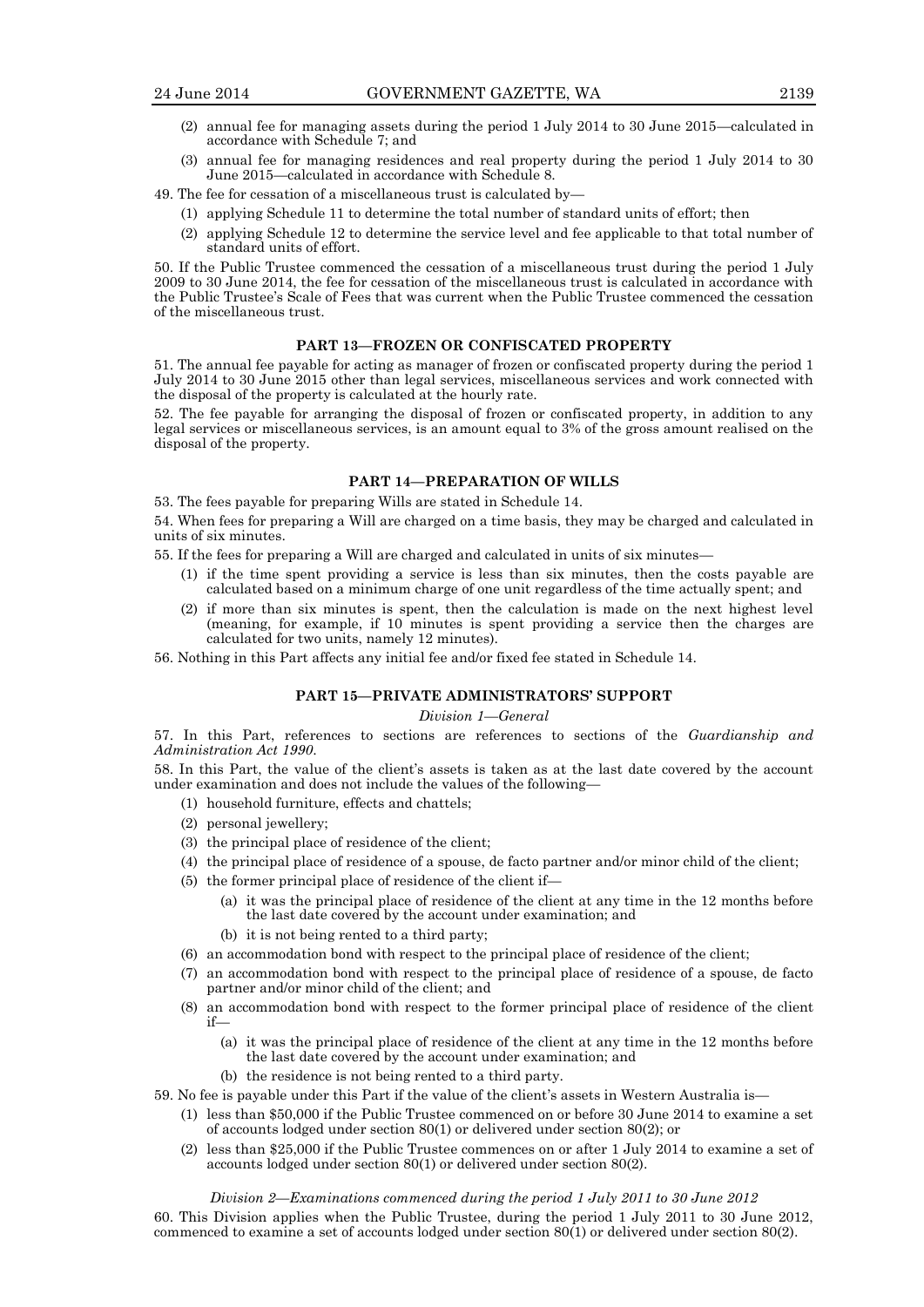(2) annual fee for managing assets during the period 1 July 2014 to 30 June 2015—calculated in accordance with Schedule 7; and

(3) annual fee for managing residences and real property during the period 1 July 2014 to 30 June 2015—calculated in accordance with Schedule 8.

49. The fee for cessation of a miscellaneous trust is calculated by—

(1) applying Schedule 11 to determine the total number of standard units of effort; then

(2) applying Schedule 12 to determine the service level and fee applicable to that total number of standard units of effort.

50. If the Public Trustee commenced the cessation of a miscellaneous trust during the period 1 July 2009 to 30 June 2014, the fee for cessation of the miscellaneous trust is calculated in accordance with the Public Trustee's Scale of Fees that was current when the Public Trustee commenced the cessation of the miscellaneous trust.

## PART 13—FROZEN OR CONFISCATED PROPERTY

51. The annual fee payable for acting as manager of frozen or confiscated property during the period 1 July 2014 to 30 June 2015 other than legal services, miscellaneous services and work connected with the disposal of the property is calculated at the hourly rate.

52. The fee payable for arranging the disposal of frozen or confiscated property, in addition to any legal services or miscellaneous services, is an amount equal to 3% of the gross amount realised on the disposal of the property.

## PART 14—PREPARATION OF WILLS

53. The fees payable for preparing Wills are stated in Schedule 14.

54. When fees for preparing a Will are charged on a time basis, they may be charged and calculated in units of six minutes.

55. If the fees for preparing a Will are charged and calculated in units of six minutes—

(1) if the time spent providing a service is less than six minutes, then the costs payable are calculated based on a minimum charge of one unit regardless of the time actually spent; and

(2) if more than six minutes is spent, then the calculation is made on the next highest level (meaning, for example, if 10 minutes is spent providing a service then the charges are calculated for two units, namely 12 minutes).

56. Nothing in this Part affects any initial fee and/or fixed fee stated in Schedule 14.

## PART 15—PRIVATE ADMINISTRATORS' SUPPORT

### *Division 1—General*

57. In this Part, references to sections are references to sections of the *Guardianship and Administration Act 1990*.

58. In this Part, the value of the client's assets is taken as at the last date covered by the account under examination and does not include the values of the following—

(1) household furniture, effects and chattels;

(2) personal jewellery;

(3) the principal place of residence of the client;

(4) the principal place of residence of a spouse, de facto partner and/or minor child of the client;

(5) the former principal place of residence of the client if—

(a) it was the principal place of residence of the client at any time in the 12 months before the last date covered by the account under examination; and

(b) it is not being rented to a third party;

(6) an accommodation bond with respect to the principal place of residence of the client;

(7) an accommodation bond with respect to the principal place of residence of a spouse, de facto partner and/or minor child of the client; and

(8) an accommodation bond with respect to the former principal place of residence of the client if—

(a) it was the principal place of residence of the client at any time in the 12 months before the last date covered by the account under examination; and

(b) the residence is not being rented to a third party.

59. No fee is payable under this Part if the value of the client's assets in Western Australia is—

(1) less than $50,000 if the Public Trustee commenced on or before 30 June 2014 to examine a set of accounts lodged under section 80(1) or delivered under section 80(2); or

(2) less than $25,000 if the Public Trustee commences on or after 1 July 2014 to examine a set of accounts lodged under section 80(1) or delivered under section 80(2).

### *Division 2—Examinations commenced during the period 1 July 2011 to 30 June 2012*

60. This Division applies when the Public Trustee, during the period 1 July 2011 to 30 June 2012, commenced to examine a set of accounts lodged under section 80(1) or delivered under section 80(2).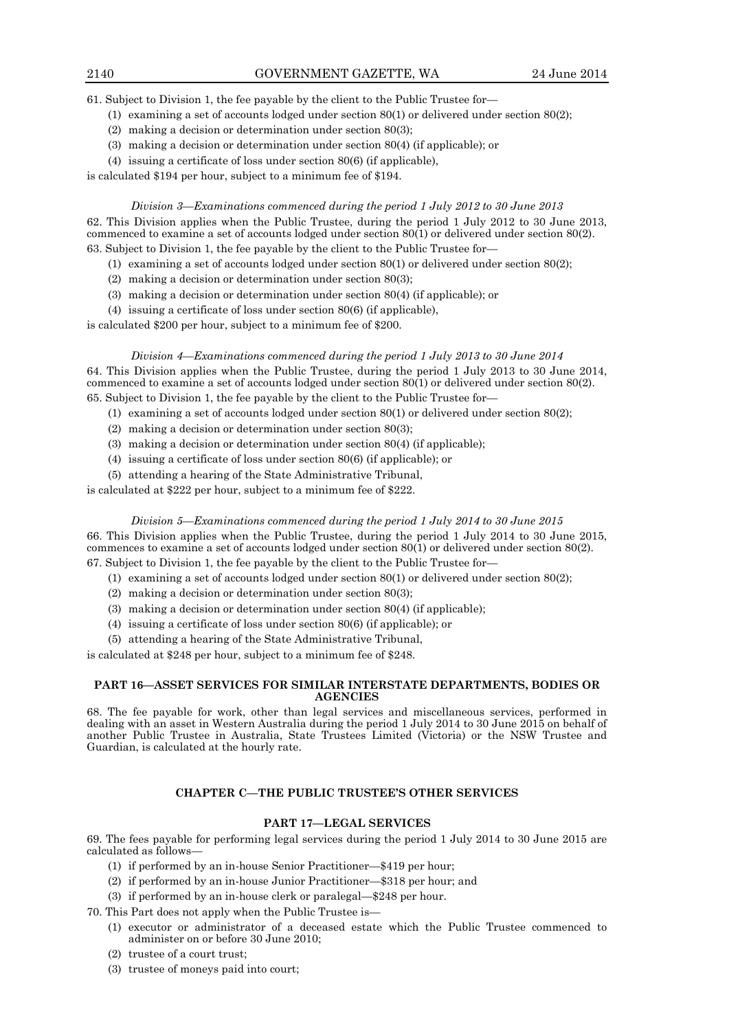61. Subject to Division 1, the fee payable by the client to the Public Trustee for—

(1) examining a set of accounts lodged under section 80(1) or delivered under section 80(2);

(2) making a decision or determination under section 80(3);

(3) making a decision or determination under section 80(4) (if applicable); or

(4) issuing a certificate of loss under section 80(6) (if applicable),

is calculated $194 per hour, subject to a minimum fee of $194.

*Division 3—Examinations commenced during the period 1 July 2012 to 30 June 2013*

62. This Division applies when the Public Trustee, during the period 1 July 2012 to 30 June 2013, commenced to examine a set of accounts lodged under section 80(1) or delivered under section 80(2).

63. Subject to Division 1, the fee payable by the client to the Public Trustee for—

(1) examining a set of accounts lodged under section 80(1) or delivered under section 80(2);

(2) making a decision or determination under section 80(3);

(3) making a decision or determination under section 80(4) (if applicable); or

(4) issuing a certificate of loss under section 80(6) (if applicable),

is calculated $200 per hour, subject to a minimum fee of $200.

*Division 4—Examinations commenced during the period 1 July 2013 to 30 June 2014*

64. This Division applies when the Public Trustee, during the period 1 July 2013 to 30 June 2014, commenced to examine a set of accounts lodged under section 80(1) or delivered under section 80(2).

65. Subject to Division 1, the fee payable by the client to the Public Trustee for—

(1) examining a set of accounts lodged under section 80(1) or delivered under section 80(2);

(2) making a decision or determination under section 80(3);

(3) making a decision or determination under section 80(4) (if applicable);

(4) issuing a certificate of loss under section 80(6) (if applicable); or

(5) attending a hearing of the State Administrative Tribunal,

is calculated at $222 per hour, subject to a minimum fee of $222.

*Division 5—Examinations commenced during the period 1 July 2014 to 30 June 2015*

66. This Division applies when the Public Trustee, during the period 1 July 2014 to 30 June 2015, commences to examine a set of accounts lodged under section 80(1) or delivered under section 80(2).

67. Subject to Division 1, the fee payable by the client to the Public Trustee for—

(1) examining a set of accounts lodged under section 80(1) or delivered under section 80(2);

(2) making a decision or determination under section 80(3);

(3) making a decision or determination under section 80(4) (if applicable);

(4) issuing a certificate of loss under section 80(6) (if applicable); or

(5) attending a hearing of the State Administrative Tribunal,

is calculated at $248 per hour, subject to a minimum fee of $248.

## PART 16—ASSET SERVICES FOR SIMILAR INTERSTATE DEPARTMENTS, BODIES OR AGENCIES

68. The fee payable for work, other than legal services and miscellaneous services, performed in dealing with an asset in Western Australia during the period 1 July 2014 to 30 June 2015 on behalf of another Public Trustee in Australia, State Trustees Limited (Victoria) or the NSW Trustee and Guardian, is calculated at the hourly rate.

# CHAPTER C—THE PUBLIC TRUSTEE'S OTHER SERVICES

## PART 17—LEGAL SERVICES

69. The fees payable for performing legal services during the period 1 July 2014 to 30 June 2015 are calculated as follows—

(1) if performed by an in-house Senior Practitioner—$419 per hour;

(2) if performed by an in-house Junior Practitioner—$318 per hour; and

(3) if performed by an in-house clerk or paralegal—$248 per hour.

70. This Part does not apply when the Public Trustee is—

(1) executor or administrator of a deceased estate which the Public Trustee commenced to administer on or before 30 June 2010;

(2) trustee of a court trust;

(3) trustee of moneys paid into court;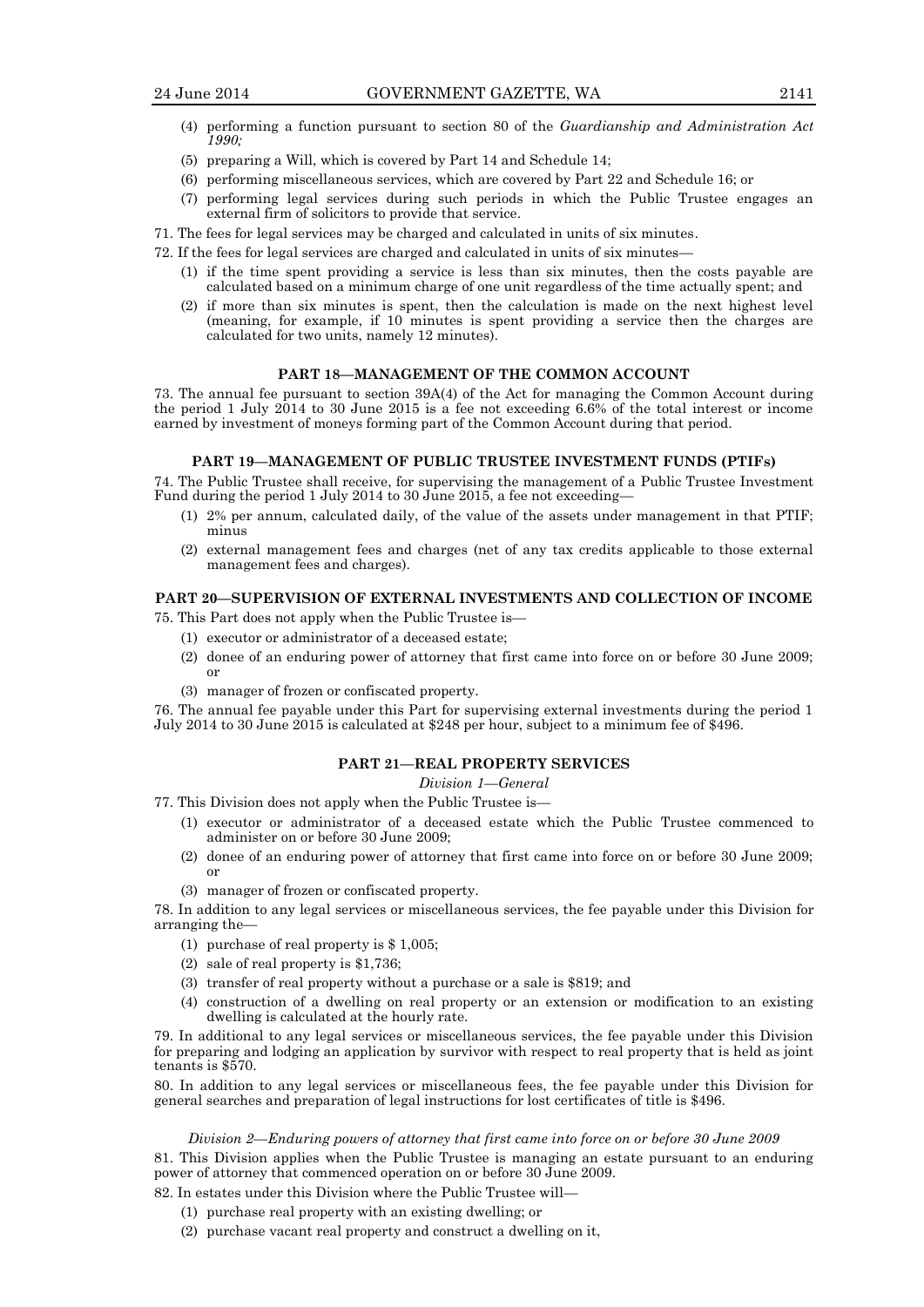(4) performing a function pursuant to section 80 of the *Guardianship and Administration Act 1990;*

(5) preparing a Will, which is covered by Part 14 and Schedule 14;

(6) performing miscellaneous services, which are covered by Part 22 and Schedule 16; or

(7) performing legal services during such periods in which the Public Trustee engages an external firm of solicitors to provide that service.

71. The fees for legal services may be charged and calculated in units of six minutes.

72. If the fees for legal services are charged and calculated in units of six minutes—

(1) if the time spent providing a service is less than six minutes, then the costs payable are calculated based on a minimum charge of one unit regardless of the time actually spent; and

(2) if more than six minutes is spent, then the calculation is made on the next highest level (meaning, for example, if 10 minutes is spent providing a service then the charges are calculated for two units, namely 12 minutes).

## PART 18—MANAGEMENT OF THE COMMON ACCOUNT

73. The annual fee pursuant to section 39A(4) of the Act for managing the Common Account during the period 1 July 2014 to 30 June 2015 is a fee not exceeding 6.6% of the total interest or income earned by investment of moneys forming part of the Common Account during that period.

## PART 19—MANAGEMENT OF PUBLIC TRUSTEE INVESTMENT FUNDS (PTIFs)

74. The Public Trustee shall receive, for supervising the management of a Public Trustee Investment Fund during the period 1 July 2014 to 30 June 2015, a fee not exceeding—

(1) 2% per annum, calculated daily, of the value of the assets under management in that PTIF; minus

(2) external management fees and charges (net of any tax credits applicable to those external management fees and charges).

## PART 20—SUPERVISION OF EXTERNAL INVESTMENTS AND COLLECTION OF INCOME

75. This Part does not apply when the Public Trustee is—

(1) executor or administrator of a deceased estate;

(2) donee of an enduring power of attorney that first came into force on or before 30 June 2009; or

(3) manager of frozen or confiscated property.

76. The annual fee payable under this Part for supervising external investments during the period 1 July 2014 to 30 June 2015 is calculated at $248 per hour, subject to a minimum fee of $496.

## PART 21—REAL PROPERTY SERVICES

*Division 1—General*

77. This Division does not apply when the Public Trustee is—

(1) executor or administrator of a deceased estate which the Public Trustee commenced to administer on or before 30 June 2009;

(2) donee of an enduring power of attorney that first came into force on or before 30 June 2009; or

(3) manager of frozen or confiscated property.

78. In addition to any legal services or miscellaneous services, the fee payable under this Division for arranging the—

(1) purchase of real property is $ 1,005;

(2) sale of real property is $1,736;

(3) transfer of real property without a purchase or a sale is $819; and

(4) construction of a dwelling on real property or an extension or modification to an existing dwelling is calculated at the hourly rate.

79. In additional to any legal services or miscellaneous services, the fee payable under this Division for preparing and lodging an application by survivor with respect to real property that is held as joint tenants is $570.

80. In addition to any legal services or miscellaneous fees, the fee payable under this Division for general searches and preparation of legal instructions for lost certificates of title is $496.

*Division 2—Enduring powers of attorney that first came into force on or before 30 June 2009*

81. This Division applies when the Public Trustee is managing an estate pursuant to an enduring power of attorney that commenced operation on or before 30 June 2009.

82. In estates under this Division where the Public Trustee will—

(1) purchase real property with an existing dwelling; or

(2) purchase vacant real property and construct a dwelling on it,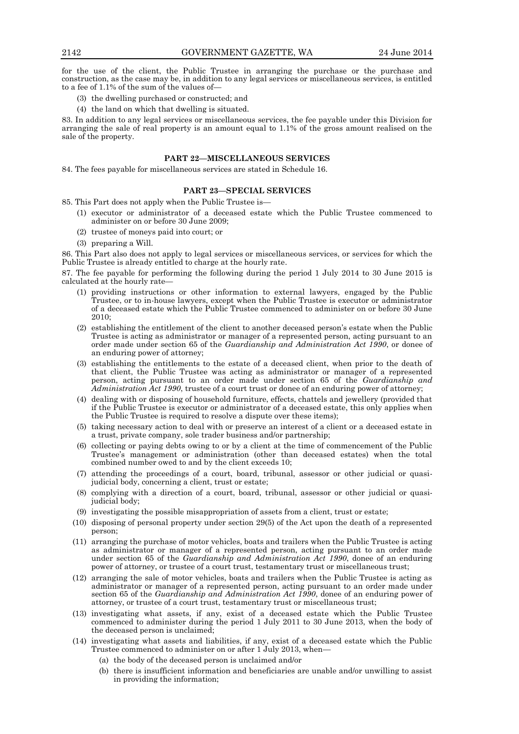for the use of the client, the Public Trustee in arranging the purchase or the purchase and construction, as the case may be, in addition to any legal services or miscellaneous services, is entitled to a fee of 1.1% of the sum of the values of—

(3) the dwelling purchased or constructed; and

(4) the land on which that dwelling is situated.

83. In addition to any legal services or miscellaneous services, the fee payable under this Division for arranging the sale of real property is an amount equal to 1.1% of the gross amount realised on the sale of the property.

## PART 22—MISCELLANEOUS SERVICES

84. The fees payable for miscellaneous services are stated in Schedule 16.

## PART 23—SPECIAL SERVICES

85. This Part does not apply when the Public Trustee is—

(1) executor or administrator of a deceased estate which the Public Trustee commenced to administer on or before 30 June 2009;

(2) trustee of moneys paid into court; or

(3) preparing a Will.

86. This Part also does not apply to legal services or miscellaneous services, or services for which the Public Trustee is already entitled to charge at the hourly rate.

87. The fee payable for performing the following during the period 1 July 2014 to 30 June 2015 is calculated at the hourly rate—

(1) providing instructions or other information to external lawyers, engaged by the Public Trustee, or to in-house lawyers, except when the Public Trustee is executor or administrator of a deceased estate which the Public Trustee commenced to administer on or before 30 June 2010;

(2) establishing the entitlement of the client to another deceased person's estate when the Public Trustee is acting as administrator or manager of a represented person, acting pursuant to an order made under section 65 of the *Guardianship and Administration Act 1990*, or donee of an enduring power of attorney;

(3) establishing the entitlements to the estate of a deceased client, when prior to the death of that client, the Public Trustee was acting as administrator or manager of a represented person, acting pursuant to an order made under section 65 of the *Guardianship and Administration Act 1990*, trustee of a court trust or donee of an enduring power of attorney;

(4) dealing with or disposing of household furniture, effects, chattels and jewellery (provided that if the Public Trustee is executor or administrator of a deceased estate, this only applies when the Public Trustee is required to resolve a dispute over these items);

(5) taking necessary action to deal with or preserve an interest of a client or a deceased estate in a trust, private company, sole trader business and/or partnership;

(6) collecting or paying debts owing to or by a client at the time of commencement of the Public Trustee's management or administration (other than deceased estates) when the total combined number owed to and by the client exceeds 10;

(7) attending the proceedings of a court, board, tribunal, assessor or other judicial or quasi-judicial body, concerning a client, trust or estate;

(8) complying with a direction of a court, board, tribunal, assessor or other judicial or quasi-judicial body;

(9) investigating the possible misappropriation of assets from a client, trust or estate;

(10) disposing of personal property under section 29(5) of the Act upon the death of a represented person;

(11) arranging the purchase of motor vehicles, boats and trailers when the Public Trustee is acting as administrator or manager of a represented person, acting pursuant to an order made under section 65 of the *Guardianship and Administration Act 1990*, donee of an enduring power of attorney, or trustee of a court trust, testamentary trust or miscellaneous trust;

(12) arranging the sale of motor vehicles, boats and trailers when the Public Trustee is acting as administrator or manager of a represented person, acting pursuant to an order made under section 65 of the *Guardianship and Administration Act 1990*, donee of an enduring power of attorney, or trustee of a court trust, testamentary trust or miscellaneous trust;

(13) investigating what assets, if any, exist of a deceased estate which the Public Trustee commenced to administer during the period 1 July 2011 to 30 June 2013, when the body of the deceased person is unclaimed;

(14) investigating what assets and liabilities, if any, exist of a deceased estate which the Public Trustee commenced to administer on or after 1 July 2013, when—

  (a) the body of the deceased person is unclaimed and/or

  (b) there is insufficient information and beneficiaries are unable and/or unwilling to assist in providing the information;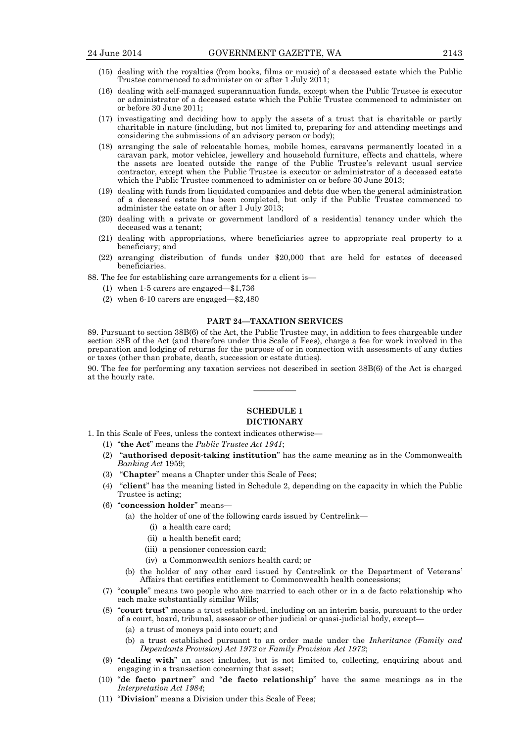(15) dealing with the royalties (from books, films or music) of a deceased estate which the Public Trustee commenced to administer on or after 1 July 2011;

(16) dealing with self-managed superannuation funds, except when the Public Trustee is executor or administrator of a deceased estate which the Public Trustee commenced to administer on or before 30 June 2011;

(17) investigating and deciding how to apply the assets of a trust that is charitable or partly charitable in nature (including, but not limited to, preparing for and attending meetings and considering the submissions of an advisory person or body);

(18) arranging the sale of relocatable homes, mobile homes, caravans permanently located in a caravan park, motor vehicles, jewellery and household furniture, effects and chattels, where the assets are located outside the range of the Public Trustee's relevant usual service contractor, except when the Public Trustee is executor or administrator of a deceased estate which the Public Trustee commenced to administer on or before 30 June 2013;

(19) dealing with funds from liquidated companies and debts due when the general administration of a deceased estate has been completed, but only if the Public Trustee commenced to administer the estate on or after 1 July 2013;

(20) dealing with a private or government landlord of a residential tenancy under which the deceased was a tenant;

(21) dealing with appropriations, where beneficiaries agree to appropriate real property to a beneficiary; and

(22) arranging distribution of funds under $20,000 that are held for estates of deceased beneficiaries.

88. The fee for establishing care arrangements for a client is—

(1) when 1-5 carers are engaged—$1,736

(2) when 6-10 carers are engaged—$2,480

## PART 24—TAXATION SERVICES

89. Pursuant to section 38B(6) of the Act, the Public Trustee may, in addition to fees chargeable under section 38B of the Act (and therefore under this Scale of Fees), charge a fee for work involved in the preparation and lodging of returns for the purpose of or in connection with assessments of any duties or taxes (other than probate, death, succession or estate duties).

90. The fee for performing any taxation services not described in section 38B(6) of the Act is charged at the hourly rate.

---

## SCHEDULE 1
## DICTIONARY

1. In this Scale of Fees, unless the context indicates otherwise—

(1) "**the Act**" means the *Public Trustee Act 1941*;

(2) "**authorised deposit-taking institution**" has the same meaning as in the Commonwealth *Banking Act* 1959;

(3) "**Chapter**" means a Chapter under this Scale of Fees;

(4) "**client**" has the meaning listed in Schedule 2, depending on the capacity in which the Public Trustee is acting;

(6) "**concession holder**" means—

(a) the holder of one of the following cards issued by Centrelink—

(i) a health care card;

(ii) a health benefit card;

(iii) a pensioner concession card;

(iv) a Commonwealth seniors health card; or

(b) the holder of any other card issued by Centrelink or the Department of Veterans' Affairs that certifies entitlement to Commonwealth health concessions;

(7) "**couple**" means two people who are married to each other or in a de facto relationship who each make substantially similar Wills;

(8) "**court trust**" means a trust established, including on an interim basis, pursuant to the order of a court, board, tribunal, assessor or other judicial or quasi-judicial body, except—

(a) a trust of moneys paid into court; and

(b) a trust established pursuant to an order made under the *Inheritance (Family and Dependants Provision) Act 1972* or *Family Provision Act 1972*;

(9) "**dealing with**" an asset includes, but is not limited to, collecting, enquiring about and engaging in a transaction concerning that asset;

(10) "**de facto partner**" and "**de facto relationship**" have the same meanings as in the *Interpretation Act 1984*;

(11) "**Division**" means a Division under this Scale of Fees;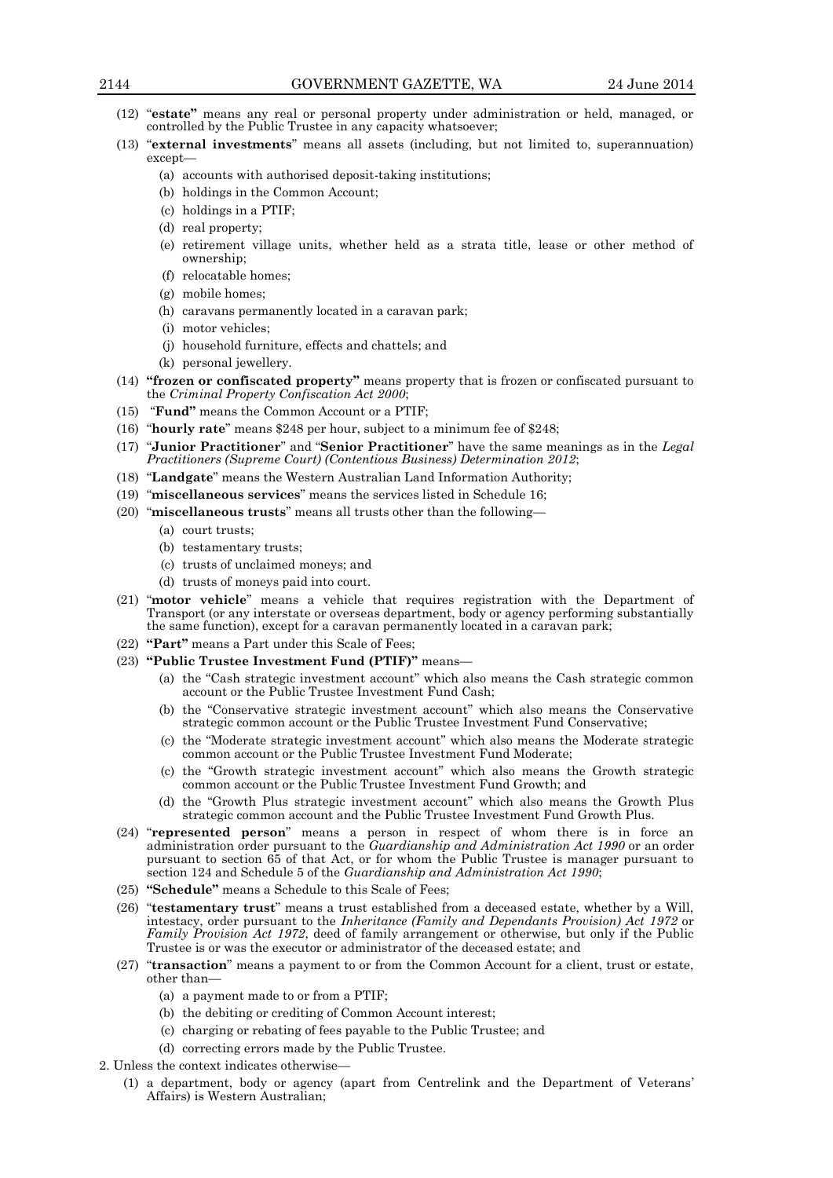(12) "**estate"** means any real or personal property under administration or held, managed, or controlled by the Public Trustee in any capacity whatsoever;

(13) "**external investments**" means all assets (including, but not limited to, superannuation) except—

   (a) accounts with authorised deposit-taking institutions;

   (b) holdings in the Common Account;

   (c) holdings in a PTIF;

   (d) real property;

   (e) retirement village units, whether held as a strata title, lease or other method of ownership;

   (f) relocatable homes;

   (g) mobile homes;

   (h) caravans permanently located in a caravan park;

   (i) motor vehicles;

   (j) household furniture, effects and chattels; and

   (k) personal jewellery.

(14) **"frozen or confiscated property"** means property that is frozen or confiscated pursuant to the *Criminal Property Confiscation Act 2000*;

(15) "**Fund"** means the Common Account or a PTIF;

(16) "**hourly rate**" means $248 per hour, subject to a minimum fee of $248;

(17) "**Junior Practitioner**" and "**Senior Practitioner**" have the same meanings as in the *Legal Practitioners (Supreme Court) (Contentious Business) Determination 2012*;

(18) "**Landgate**" means the Western Australian Land Information Authority;

(19) "**miscellaneous services**" means the services listed in Schedule 16;

(20) "**miscellaneous trusts**" means all trusts other than the following—

   (a) court trusts;

   (b) testamentary trusts;

   (c) trusts of unclaimed moneys; and

   (d) trusts of moneys paid into court.

(21) "**motor vehicle**" means a vehicle that requires registration with the Department of Transport (or any interstate or overseas department, body or agency performing substantially the same function), except for a caravan permanently located in a caravan park;

(22) **"Part"** means a Part under this Scale of Fees;

(23) **"Public Trustee Investment Fund (PTIF)"** means—

   (a) the "Cash strategic investment account" which also means the Cash strategic common account or the Public Trustee Investment Fund Cash;

   (b) the "Conservative strategic investment account" which also means the Conservative strategic common account or the Public Trustee Investment Fund Conservative;

   (c) the "Moderate strategic investment account" which also means the Moderate strategic common account or the Public Trustee Investment Fund Moderate;

   (c) the "Growth strategic investment account" which also means the Growth strategic common account or the Public Trustee Investment Fund Growth; and

   (d) the "Growth Plus strategic investment account" which also means the Growth Plus strategic common account and the Public Trustee Investment Fund Growth Plus.

(24) "**represented person**" means a person in respect of whom there is in force an administration order pursuant to the *Guardianship and Administration Act 1990* or an order pursuant to section 65 of that Act, or for whom the Public Trustee is manager pursuant to section 124 and Schedule 5 of the *Guardianship and Administration Act 1990*;

(25) **"Schedule"** means a Schedule to this Scale of Fees;

(26) "**testamentary trust**" means a trust established from a deceased estate, whether by a Will, intestacy, order pursuant to the *Inheritance (Family and Dependants Provision) Act 1972* or *Family Provision Act 1972*, deed of family arrangement or otherwise, but only if the Public Trustee is or was the executor or administrator of the deceased estate; and

(27) "**transaction**" means a payment to or from the Common Account for a client, trust or estate, other than—

   (a) a payment made to or from a PTIF;

   (b) the debiting or crediting of Common Account interest;

   (c) charging or rebating of fees payable to the Public Trustee; and

   (d) correcting errors made by the Public Trustee.

2. Unless the context indicates otherwise—

   (1) a department, body or agency (apart from Centrelink and the Department of Veterans' Affairs) is Western Australian;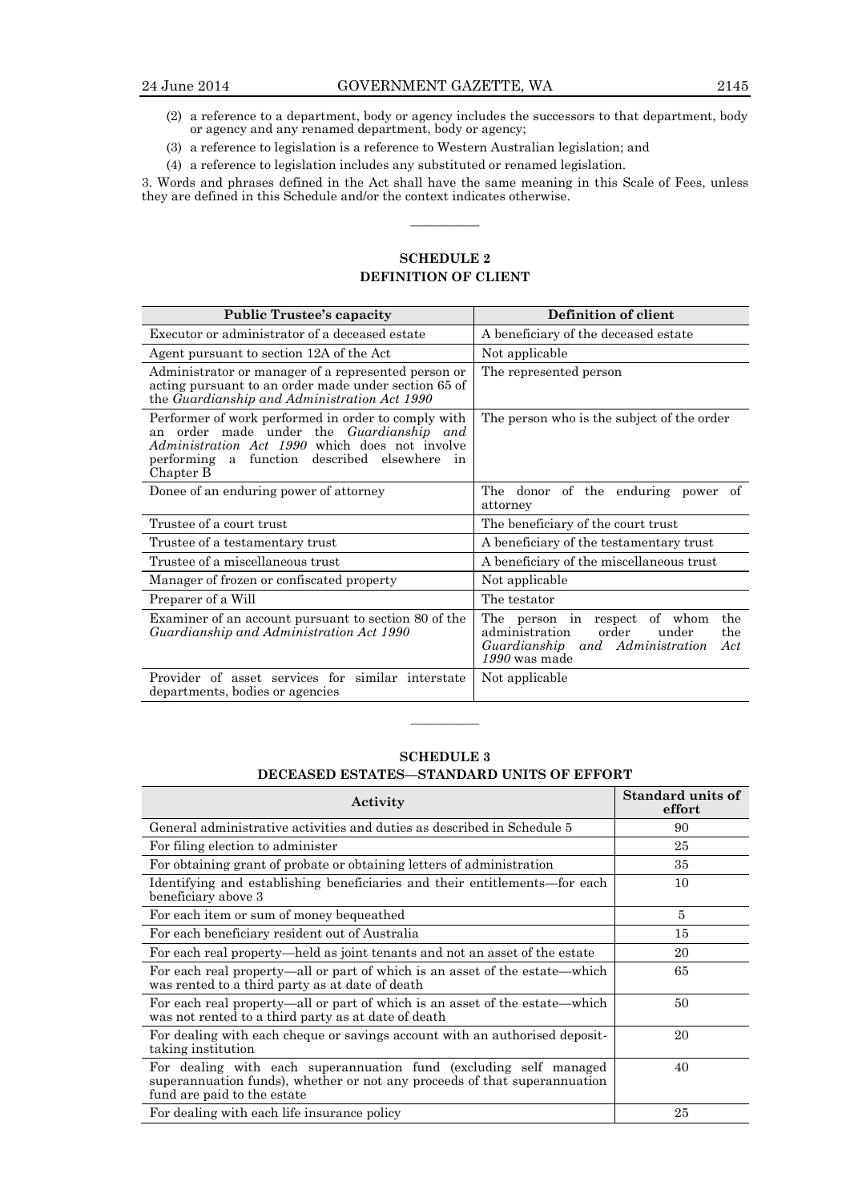(2) a reference to a department, body or agency includes the successors to that department, body or agency and any renamed department, body or agency;

(3) a reference to legislation is a reference to Western Australian legislation; and

(4) a reference to legislation includes any substituted or renamed legislation.

3. Words and phrases defined in the Act shall have the same meaning in this Scale of Fees, unless they are defined in this Schedule and/or the context indicates otherwise.

---

## SCHEDULE 2
## DEFINITION OF CLIENT

| Public Trustee's capacity | Definition of client |
|---|---|
| Executor or administrator of a deceased estate | A beneficiary of the deceased estate |
| Agent pursuant to section 12A of the Act | Not applicable |
| Administrator or manager of a represented person or acting pursuant to an order made under section 65 of the *Guardianship and Administration Act 1990* | The represented person |
| Performer of work performed in order to comply with an order made under the *Guardianship and Administration Act 1990* which does not involve performing a function described elsewhere in Chapter B | The person who is the subject of the order |
| Donee of an enduring power of attorney | The donor of the enduring power of attorney |
| Trustee of a court trust | The beneficiary of the court trust |
| Trustee of a testamentary trust | A beneficiary of the testamentary trust |
| Trustee of a miscellaneous trust | A beneficiary of the miscellaneous trust |
| Manager of frozen or confiscated property | Not applicable |
| Preparer of a Will | The testator |
| Examiner of an account pursuant to section 80 of the *Guardianship and Administration Act 1990* | The person in respect of whom the administration order under the *Guardianship and Administration Act 1990* was made |
| Provider of asset services for similar interstate departments, bodies or agencies | Not applicable |

---

## SCHEDULE 3
## DECEASED ESTATES—STANDARD UNITS OF EFFORT

| Activity | Standard units of effort |
|---|---|
| General administrative activities and duties as described in Schedule 5 | 90 |
| For filing election to administer | 25 |
| For obtaining grant of probate or obtaining letters of administration | 35 |
| Identifying and establishing beneficiaries and their entitlements—for each beneficiary above 3 | 10 |
| For each item or sum of money bequeathed | 5 |
| For each beneficiary resident out of Australia | 15 |
| For each real property—held as joint tenants and not an asset of the estate | 20 |
| For each real property—all or part of which is an asset of the estate—which was rented to a third party as at date of death | 65 |
| For each real property—all or part of which is an asset of the estate—which was not rented to a third party as at date of death | 50 |
| For dealing with each cheque or savings account with an authorised deposit-taking institution | 20 |
| For dealing with each superannuation fund (excluding self managed superannuation funds), whether or not any proceeds of that superannuation fund are paid to the estate | 40 |
| For dealing with each life insurance policy | 25 |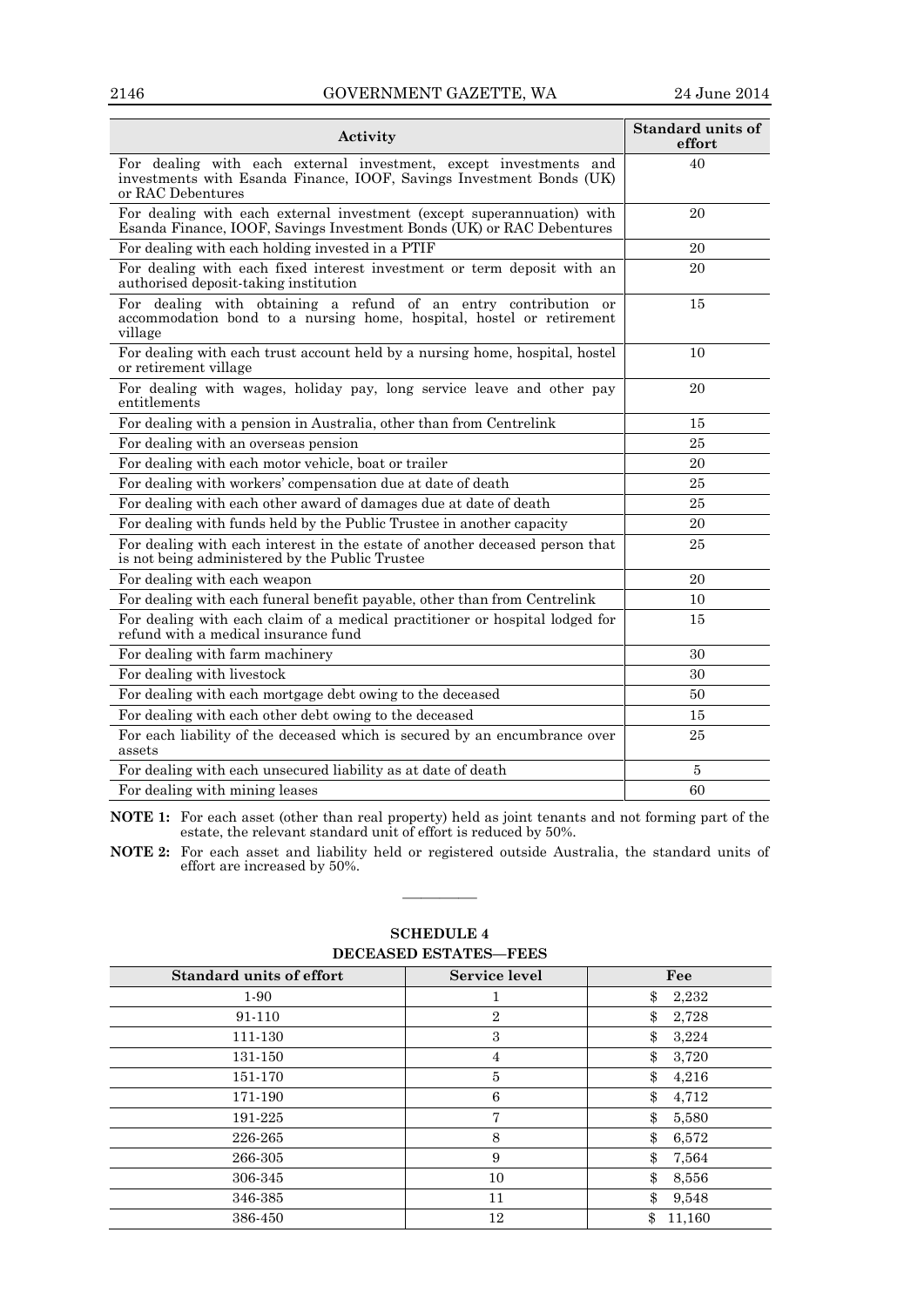| Activity | Standard units of effort |
|---|---|
| For dealing with each external investment, except investments and investments with Esanda Finance, IOOF, Savings Investment Bonds (UK) or RAC Debentures | 40 |
| For dealing with each external investment (except superannuation) with Esanda Finance, IOOF, Savings Investment Bonds (UK) or RAC Debentures | 20 |
| For dealing with each holding invested in a PTIF | 20 |
| For dealing with each fixed interest investment or term deposit with an authorised deposit-taking institution | 20 |
| For dealing with obtaining a refund of an entry contribution or accommodation bond to a nursing home, hospital, hostel or retirement village | 15 |
| For dealing with each trust account held by a nursing home, hospital, hostel or retirement village | 10 |
| For dealing with wages, holiday pay, long service leave and other pay entitlements | 20 |
| For dealing with a pension in Australia, other than from Centrelink | 15 |
| For dealing with an overseas pension | 25 |
| For dealing with each motor vehicle, boat or trailer | 20 |
| For dealing with workers' compensation due at date of death | 25 |
| For dealing with each other award of damages due at date of death | 25 |
| For dealing with funds held by the Public Trustee in another capacity | 20 |
| For dealing with each interest in the estate of another deceased person that is not being administered by the Public Trustee | 25 |
| For dealing with each weapon | 20 |
| For dealing with each funeral benefit payable, other than from Centrelink | 10 |
| For dealing with each claim of a medical practitioner or hospital lodged for refund with a medical insurance fund | 15 |
| For dealing with farm machinery | 30 |
| For dealing with livestock | 30 |
| For dealing with each mortgage debt owing to the deceased | 50 |
| For dealing with each other debt owing to the deceased | 15 |
| For each liability of the deceased which is secured by an encumbrance over assets | 25 |
| For dealing with each unsecured liability as at date of death | 5 |
| For dealing with mining leases | 60 |

**NOTE 1:** For each asset (other than real property) held as joint tenants and not forming part of the estate, the relevant standard unit of effort is reduced by 50%.

**NOTE 2:** For each asset and liability held or registered outside Australia, the standard units of effort are increased by 50%.

———————

## SCHEDULE 4

## DECEASED ESTATES—FEES

| Standard units of effort | Service level | Fee |
|---|---|---|
| 1-90 | 1 | $ 2,232 |
| 91-110 | 2 | $ 2,728 |
| 111-130 | 3 | $ 3,224 |
| 131-150 | 4 | $ 3,720 |
| 151-170 | 5 | $ 4,216 |
| 171-190 | 6 | $ 4,712 |
| 191-225 | 7 | $ 5,580 |
| 226-265 | 8 | $ 6,572 |
| 266-305 | 9 | $ 7,564 |
| 306-345 | 10 | $ 8,556 |
| 346-385 | 11 | $ 9,548 |
| 386-450 | 12 | $ 11,160 |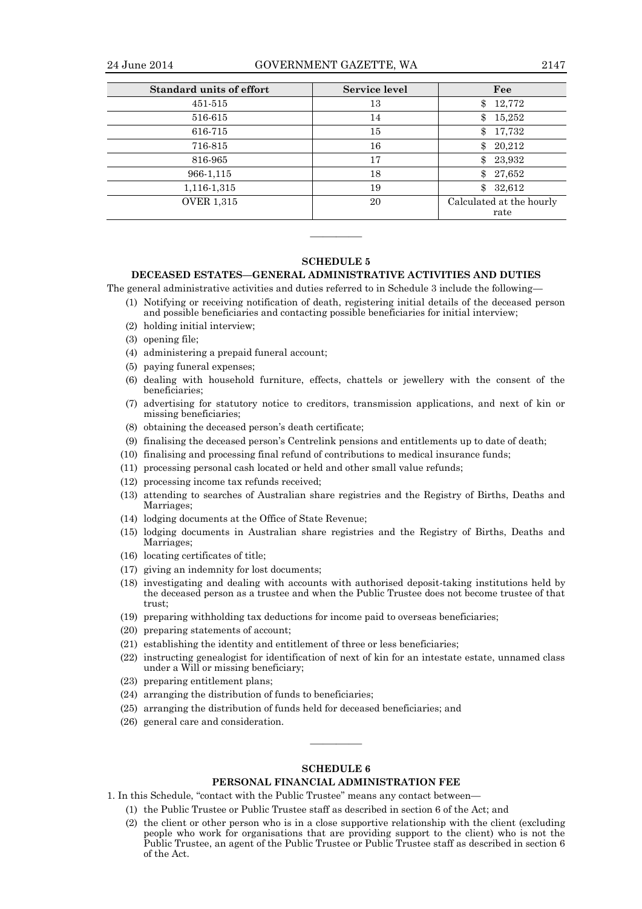| Standard units of effort | Service level | Fee |
|---|---|---|
| 451-515 | 13 | $ 12,772 |
| 516-615 | 14 | $ 15,252 |
| 616-715 | 15 | $ 17,732 |
| 716-815 | 16 | $ 20,212 |
| 816-965 | 17 | $ 23,932 |
| 966-1,115 | 18 | $ 27,652 |
| 1,116-1,315 | 19 | $ 32,612 |
| OVER 1,315 | 20 | Calculated at the hourly rate |

———————

## SCHEDULE 5

## DECEASED ESTATES—GENERAL ADMINISTRATIVE ACTIVITIES AND DUTIES

The general administrative activities and duties referred to in Schedule 3 include the following—

(1) Notifying or receiving notification of death, registering initial details of the deceased person and possible beneficiaries and contacting possible beneficiaries for initial interview;

(2) holding initial interview;

(3) opening file;

(4) administering a prepaid funeral account;

(5) paying funeral expenses;

(6) dealing with household furniture, effects, chattels or jewellery with the consent of the beneficiaries;

(7) advertising for statutory notice to creditors, transmission applications, and next of kin or missing beneficiaries;

(8) obtaining the deceased person's death certificate;

(9) finalising the deceased person's Centrelink pensions and entitlements up to date of death;

(10) finalising and processing final refund of contributions to medical insurance funds;

(11) processing personal cash located or held and other small value refunds;

(12) processing income tax refunds received;

(13) attending to searches of Australian share registries and the Registry of Births, Deaths and Marriages;

(14) lodging documents at the Office of State Revenue;

(15) lodging documents in Australian share registries and the Registry of Births, Deaths and Marriages;

(16) locating certificates of title;

(17) giving an indemnity for lost documents;

(18) investigating and dealing with accounts with authorised deposit-taking institutions held by the deceased person as a trustee and when the Public Trustee does not become trustee of that trust;

(19) preparing withholding tax deductions for income paid to overseas beneficiaries;

(20) preparing statements of account;

(21) establishing the identity and entitlement of three or less beneficiaries;

(22) instructing genealogist for identification of next of kin for an intestate estate, unnamed class under a Will or missing beneficiary;

(23) preparing entitlement plans;

(24) arranging the distribution of funds to beneficiaries;

(25) arranging the distribution of funds held for deceased beneficiaries; and

(26) general care and consideration.

———————

## SCHEDULE 6

## PERSONAL FINANCIAL ADMINISTRATION FEE

1. In this Schedule, "contact with the Public Trustee" means any contact between—

(1) the Public Trustee or Public Trustee staff as described in section 6 of the Act; and

(2) the client or other person who is in a close supportive relationship with the client (excluding people who work for organisations that are providing support to the client) who is not the Public Trustee, an agent of the Public Trustee or Public Trustee staff as described in section 6 of the Act.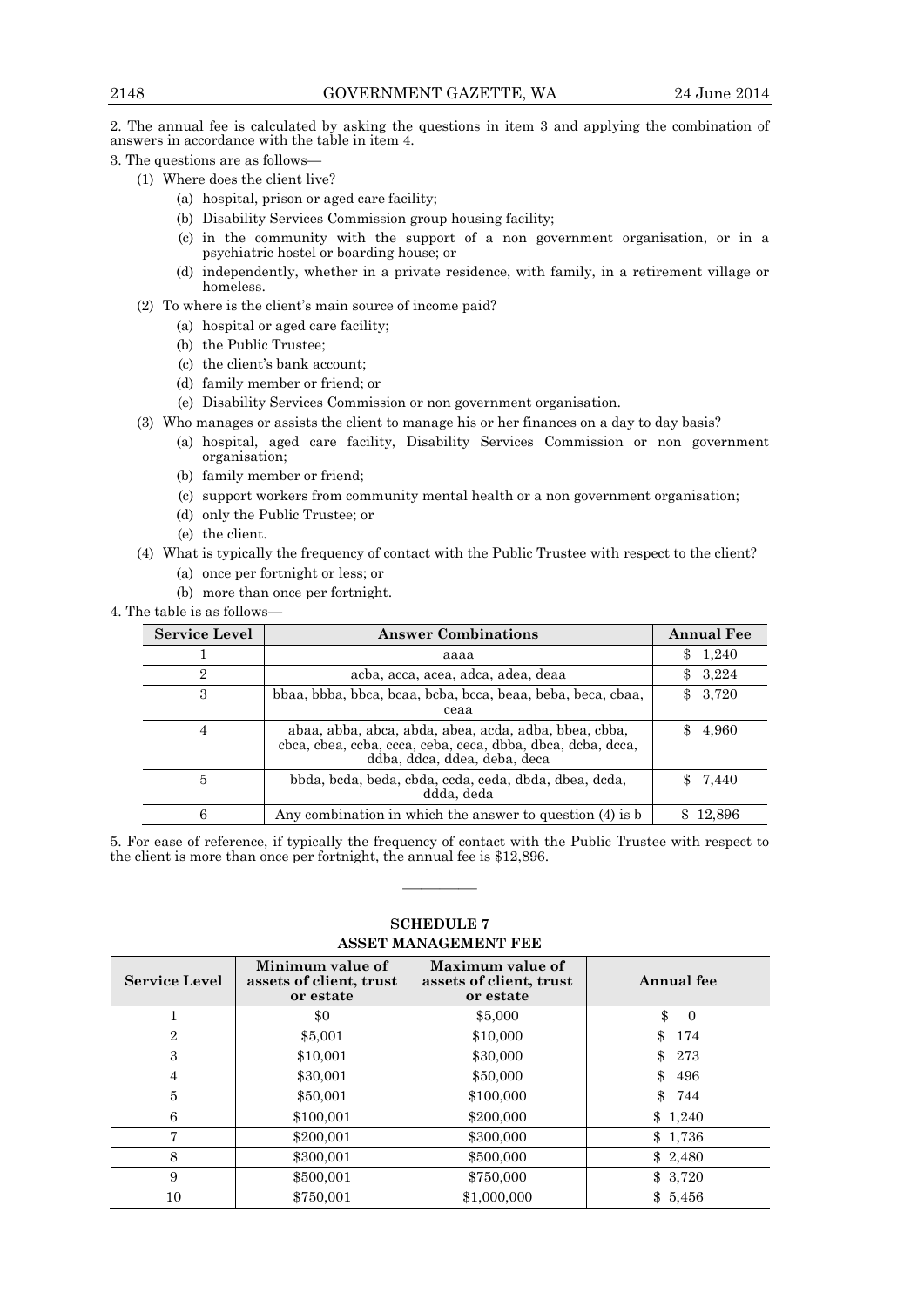2. The annual fee is calculated by asking the questions in item 3 and applying the combination of answers in accordance with the table in item 4.

3. The questions are as follows—

(1) Where does the client live?

(a) hospital, prison or aged care facility;

(b) Disability Services Commission group housing facility;

(c) in the community with the support of a non government organisation, or in a psychiatric hostel or boarding house; or

(d) independently, whether in a private residence, with family, in a retirement village or homeless.

(2) To where is the client's main source of income paid?

(a) hospital or aged care facility;

(b) the Public Trustee;

(c) the client's bank account;

(d) family member or friend; or

(e) Disability Services Commission or non government organisation.

(3) Who manages or assists the client to manage his or her finances on a day to day basis?

(a) hospital, aged care facility, Disability Services Commission or non government organisation;

(b) family member or friend;

(c) support workers from community mental health or a non government organisation;

(d) only the Public Trustee; or

(e) the client.

(4) What is typically the frequency of contact with the Public Trustee with respect to the client?

(a) once per fortnight or less; or

(b) more than once per fortnight.

4. The table is as follows—

| Service Level | Answer Combinations | Annual Fee |
|---|---|---|
| 1 | aaaa | $ 1,240 |
| 2 | acba, acca, acea, adca, adea, deaa | $ 3,224 |
| 3 | bbaa, bbba, bbca, bcaa, bcba, bcca, beaa, beba, beca, cbaa, ceaa | $ 3,720 |
| 4 | abaa, abba, abca, abda, abea, acda, adba, bbea, cbba, cbca, cbea, ccba, ccca, ceba, ceca, dbba, dbca, dcba, dcca, ddba, ddca, ddea, deba, deca | $ 4,960 |
| 5 | bbda, bcda, beda, cbda, ccda, ceda, dbda, dbea, dcda, ddda, deda | $ 7,440 |
| 6 | Any combination in which the answer to question (4) is b | $ 12,896 |

5. For ease of reference, if typically the frequency of contact with the Public Trustee with respect to the client is more than once per fortnight, the annual fee is $12,896.

———————

## SCHEDULE 7

## ASSET MANAGEMENT FEE

| Service Level | Minimum value of assets of client, trust or estate | Maximum value of assets of client, trust or estate | Annual fee |
|---|---|---|---|
| 1 | $0 | $5,000 | $ 0 |
| 2 | $5,001 | $10,000 | $ 174 |
| 3 | $10,001 | $30,000 | $ 273 |
| 4 | $30,001 | $50,000 | $ 496 |
| 5 | $50,001 | $100,000 | $ 744 |
| 6 | $100,001 | $200,000 | $ 1,240 |
| 7 | $200,001 | $300,000 | $ 1,736 |
| 8 | $300,001 | $500,000 | $ 2,480 |
| 9 | $500,001 | $750,000 | $ 3,720 |
| 10 | $750,001 | $1,000,000 | $ 5,456 |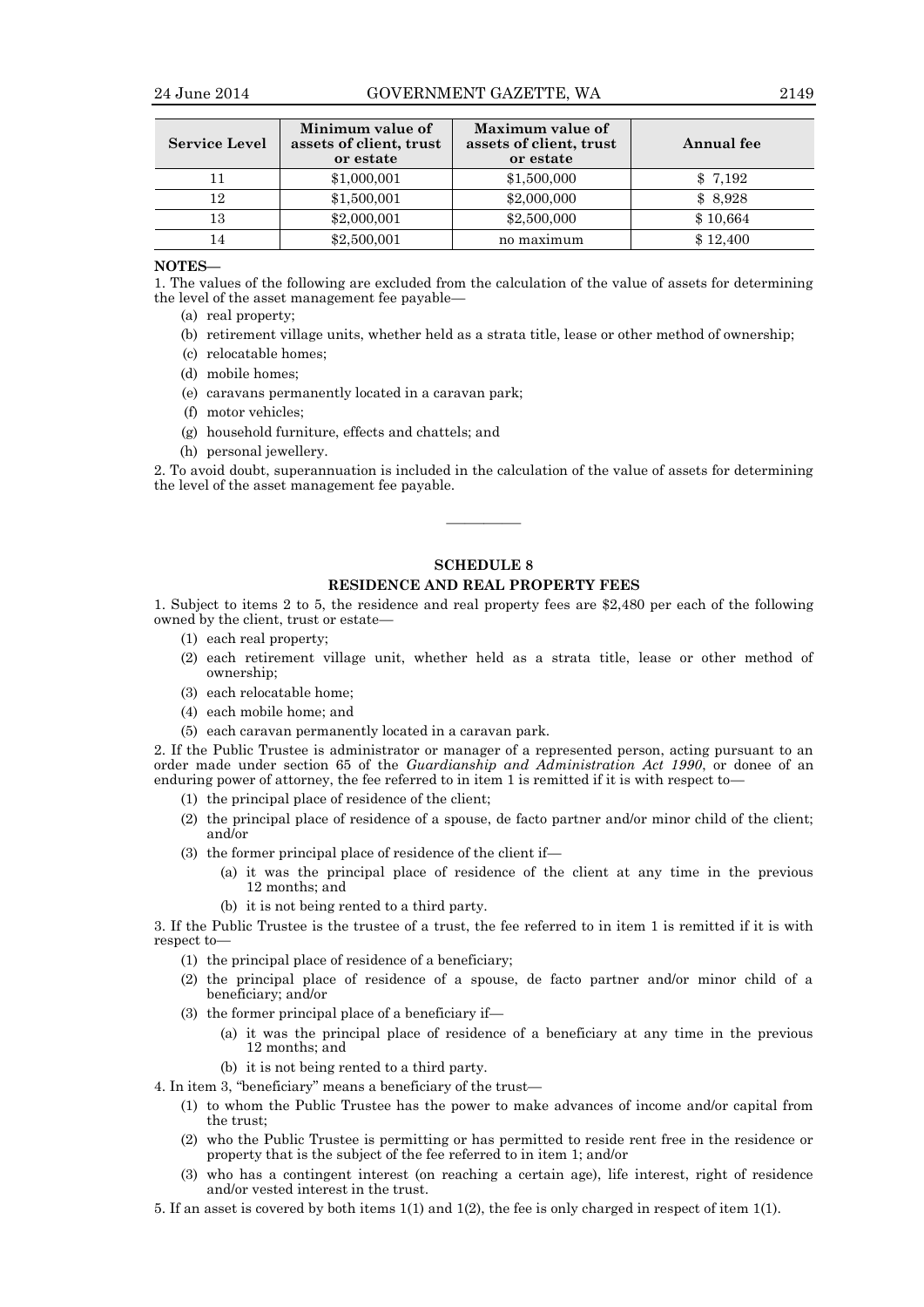| Service Level | Minimum value of assets of client, trust or estate | Maximum value of assets of client, trust or estate | Annual fee |
|---|---|---|---|
| 11 | $1,000,001 | $1,500,000 | $ 7,192 |
| 12 | $1,500,001 | $2,000,000 | $ 8,928 |
| 13 | $2,000,001 | $2,500,000 | $ 10,664 |
| 14 | $2,500,001 | no maximum | $ 12,400 |

**NOTES—**

1. The values of the following are excluded from the calculation of the value of assets for determining the level of the asset management fee payable—
   - (a) real property;
   - (b) retirement village units, whether held as a strata title, lease or other method of ownership;
   - (c) relocatable homes;
   - (d) mobile homes;
   - (e) caravans permanently located in a caravan park;
   - (f) motor vehicles;
   - (g) household furniture, effects and chattels; and
   - (h) personal jewellery.

2. To avoid doubt, superannuation is included in the calculation of the value of assets for determining the level of the asset management fee payable.

———————————

## SCHEDULE 8

## RESIDENCE AND REAL PROPERTY FEES

1. Subject to items 2 to 5, the residence and real property fees are $2,480 per each of the following owned by the client, trust or estate—
   - (1) each real property;
   - (2) each retirement village unit, whether held as a strata title, lease or other method of ownership;
   - (3) each relocatable home;
   - (4) each mobile home; and
   - (5) each caravan permanently located in a caravan park.

2. If the Public Trustee is administrator or manager of a represented person, acting pursuant to an order made under section 65 of the *Guardianship and Administration Act 1990*, or donee of an enduring power of attorney, the fee referred to in item 1 is remitted if it is with respect to—
   - (1) the principal place of residence of the client;
   - (2) the principal place of residence of a spouse, de facto partner and/or minor child of the client; and/or
   - (3) the former principal place of residence of the client if—
     - (a) it was the principal place of residence of the client at any time in the previous 12 months; and
     - (b) it is not being rented to a third party.

3. If the Public Trustee is the trustee of a trust, the fee referred to in item 1 is remitted if it is with respect to—
   - (1) the principal place of residence of a beneficiary;
   - (2) the principal place of residence of a spouse, de facto partner and/or minor child of a beneficiary; and/or
   - (3) the former principal place of a beneficiary if—
     - (a) it was the principal place of residence of a beneficiary at any time in the previous 12 months; and
     - (b) it is not being rented to a third party.

4. In item 3, "beneficiary" means a beneficiary of the trust—
   - (1) to whom the Public Trustee has the power to make advances of income and/or capital from the trust;
   - (2) who the Public Trustee is permitting or has permitted to reside rent free in the residence or property that is the subject of the fee referred to in item 1; and/or
   - (3) who has a contingent interest (on reaching a certain age), life interest, right of residence and/or vested interest in the trust.

5. If an asset is covered by both items 1(1) and 1(2), the fee is only charged in respect of item 1(1).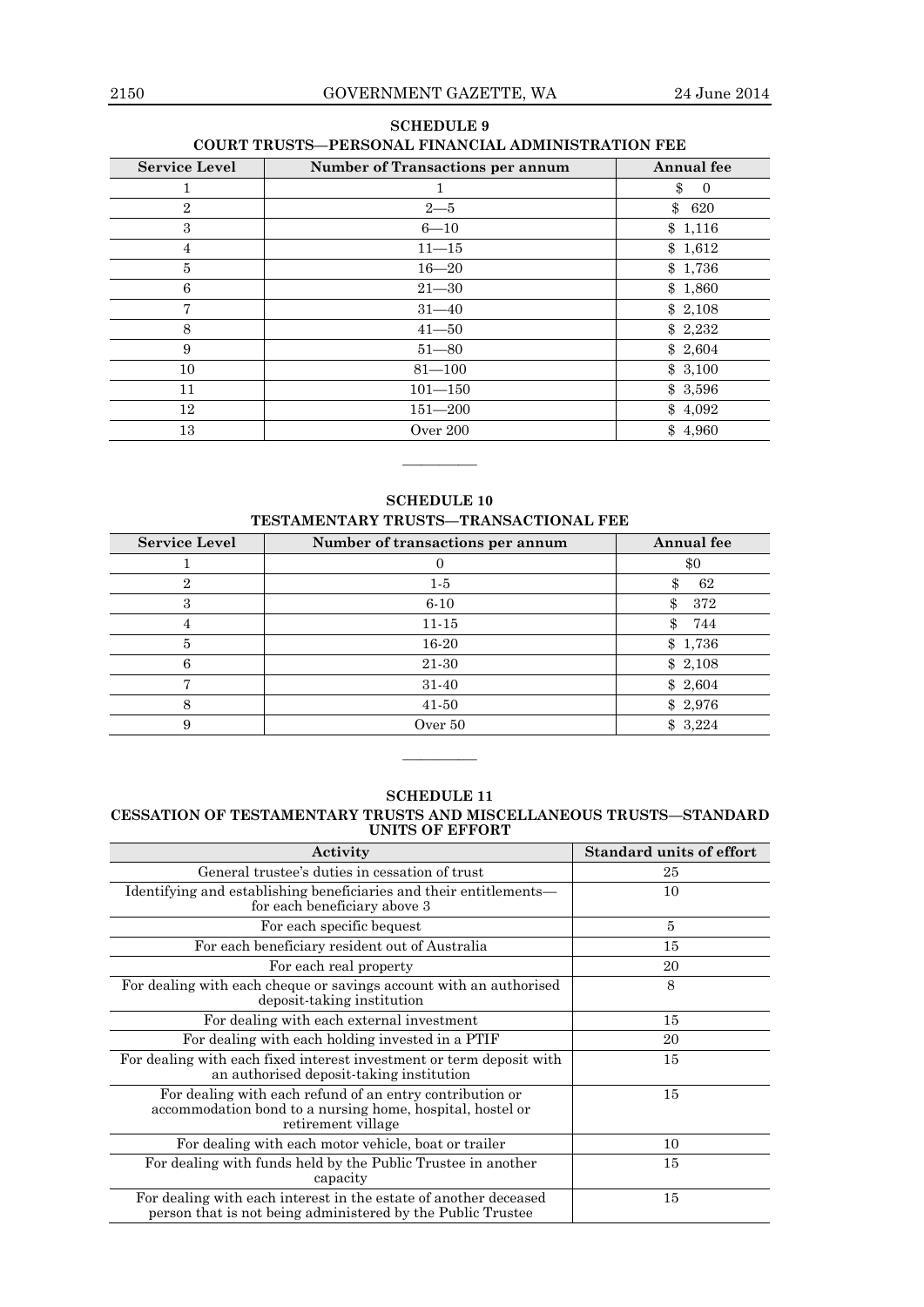## SCHEDULE 9

### COURT TRUSTS—PERSONAL FINANCIAL ADMINISTRATION FEE

| Service Level | Number of Transactions per annum | Annual fee |
|---|---|---|
| 1 | 1 | $ 0 |
| 2 | 2—5 | $ 620 |
| 3 | 6—10 | $ 1,116 |
| 4 | 11—15 | $ 1,612 |
| 5 | 16—20 | $ 1,736 |
| 6 | 21—30 | $ 1,860 |
| 7 | 31—40 | $ 2,108 |
| 8 | 41—50 | $ 2,232 |
| 9 | 51—80 | $ 2,604 |
| 10 | 81—100 | $ 3,100 |
| 11 | 101—150 | $ 3,596 |
| 12 | 151—200 | $ 4,092 |
| 13 | Over 200 | $ 4,960 |

————

## SCHEDULE 10

### TESTAMENTARY TRUSTS—TRANSACTIONAL FEE

| Service Level | Number of transactions per annum | Annual fee |
|---|---|---|
| 1 | 0 | $0 |
| 2 | 1-5 | $ 62 |
| 3 | 6-10 | $ 372 |
| 4 | 11-15 | $ 744 |
| 5 | 16-20 | $ 1,736 |
| 6 | 21-30 | $ 2,108 |
| 7 | 31-40 | $ 2,604 |
| 8 | 41-50 | $ 2,976 |
| 9 | Over 50 | $ 3,224 |

————

## SCHEDULE 11

### CESSATION OF TESTAMENTARY TRUSTS AND MISCELLANEOUS TRUSTS—STANDARD UNITS OF EFFORT

| Activity | Standard units of effort |
|---|---|
| General trustee's duties in cessation of trust | 25 |
| Identifying and establishing beneficiaries and their entitlements—for each beneficiary above 3 | 10 |
| For each specific bequest | 5 |
| For each beneficiary resident out of Australia | 15 |
| For each real property | 20 |
| For dealing with each cheque or savings account with an authorised deposit-taking institution | 8 |
| For dealing with each external investment | 15 |
| For dealing with each holding invested in a PTIF | 20 |
| For dealing with each fixed interest investment or term deposit with an authorised deposit-taking institution | 15 |
| For dealing with each refund of an entry contribution or accommodation bond to a nursing home, hospital, hostel or retirement village | 15 |
| For dealing with each motor vehicle, boat or trailer | 10 |
| For dealing with funds held by the Public Trustee in another capacity | 15 |
| For dealing with each interest in the estate of another deceased person that is not being administered by the Public Trustee | 15 |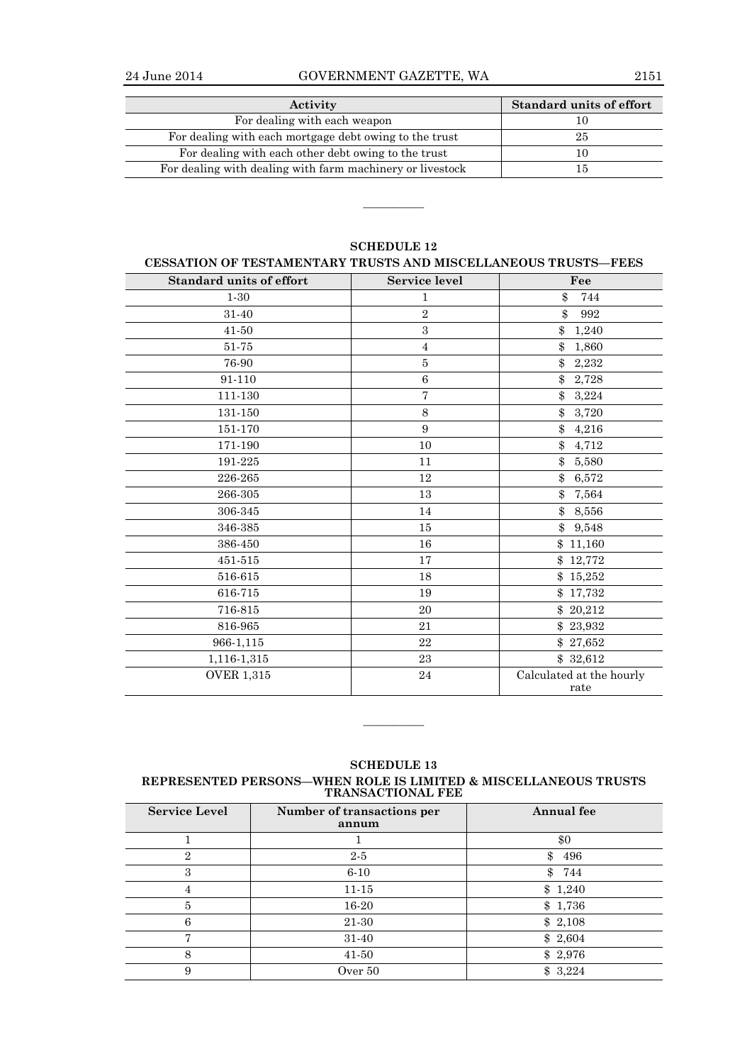| Activity | Standard units of effort |
| --- | --- |
| For dealing with each weapon | 10 |
| For dealing with each mortgage debt owing to the trust | 25 |
| For dealing with each other debt owing to the trust | 10 |
| For dealing with dealing with farm machinery or livestock | 15 |

———————————

## SCHEDULE 12

### CESSATION OF TESTAMENTARY TRUSTS AND MISCELLANEOUS TRUSTS—FEES

| Standard units of effort | Service level | Fee |
| --- | --- | --- |
| 1-30 | 1 | $ 744 |
| 31-40 | 2 | $ 992 |
| 41-50 | 3 | $ 1,240 |
| 51-75 | 4 | $ 1,860 |
| 76-90 | 5 | $ 2,232 |
| 91-110 | 6 | $ 2,728 |
| 111-130 | 7 | $ 3,224 |
| 131-150 | 8 | $ 3,720 |
| 151-170 | 9 | $ 4,216 |
| 171-190 | 10 | $ 4,712 |
| 191-225 | 11 | $ 5,580 |
| 226-265 | 12 | $ 6,572 |
| 266-305 | 13 | $ 7,564 |
| 306-345 | 14 | $ 8,556 |
| 346-385 | 15 | $ 9,548 |
| 386-450 | 16 | $ 11,160 |
| 451-515 | 17 | $ 12,772 |
| 516-615 | 18 | $ 15,252 |
| 616-715 | 19 | $ 17,732 |
| 716-815 | 20 | $ 20,212 |
| 816-965 | 21 | $ 23,932 |
| 966-1,115 | 22 | $ 27,652 |
| 1,116-1,315 | 23 | $ 32,612 |
| OVER 1,315 | 24 | Calculated at the hourly rate |

———————————

## SCHEDULE 13

### REPRESENTED PERSONS—WHEN ROLE IS LIMITED & MISCELLANEOUS TRUSTS TRANSACTIONAL FEE

| Service Level | Number of transactions per annum | Annual fee |
| --- | --- | --- |
| 1 | 1 | $0 |
| 2 | 2-5 | $ 496 |
| 3 | 6-10 | $ 744 |
| 4 | 11-15 | $ 1,240 |
| 5 | 16-20 | $ 1,736 |
| 6 | 21-30 | $ 2,108 |
| 7 | 31-40 | $ 2,604 |
| 8 | 41-50 | $ 2,976 |
| 9 | Over 50 | $ 3,224 |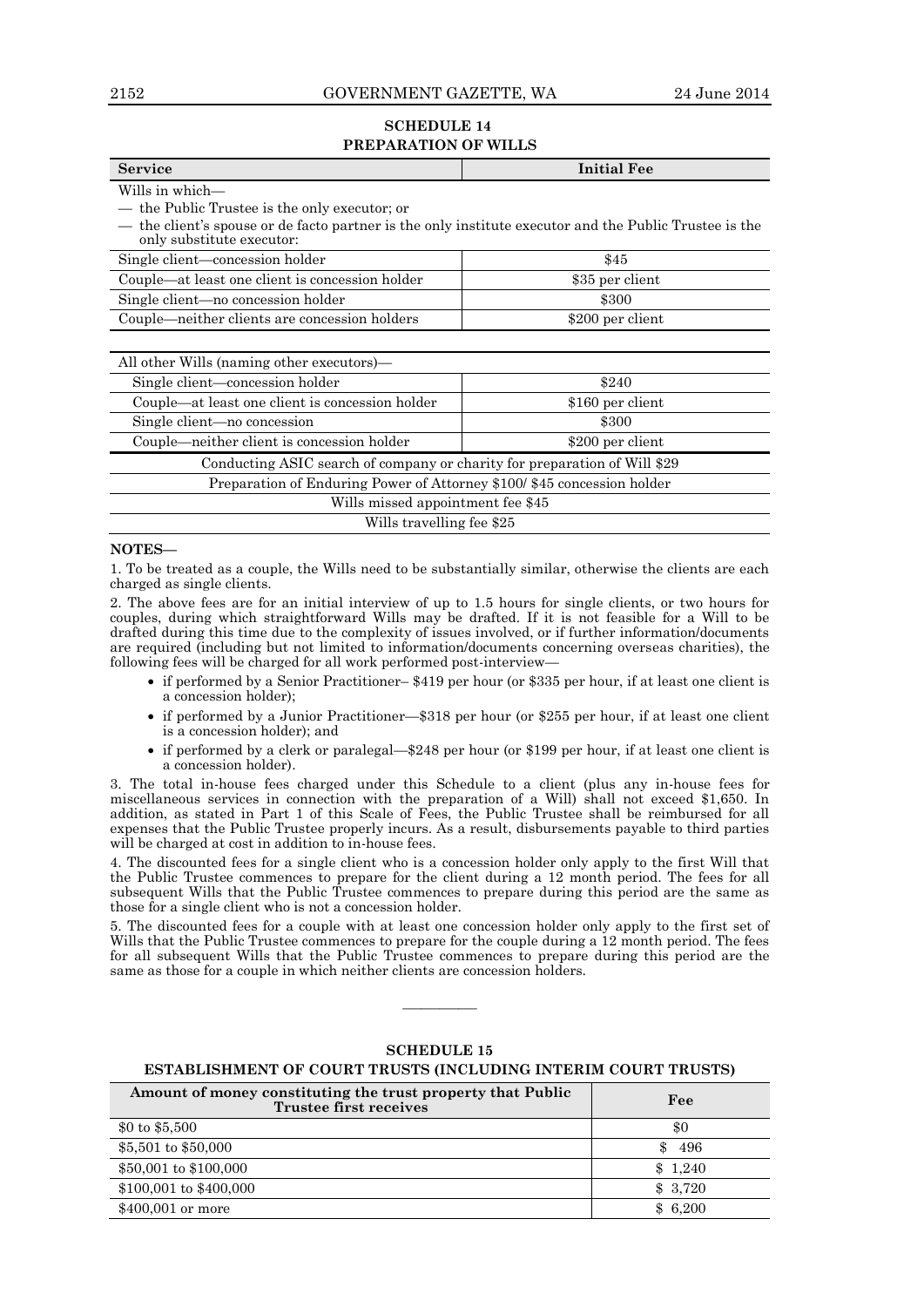## SCHEDULE 14
## PREPARATION OF WILLS

| Service | Initial Fee |
|---|---|
| Wills in which—<br>— the Public Trustee is the only executor; or<br>— the client's spouse or de facto partner is the only institute executor and the Public Trustee is the only substitute executor: | |
| Single client—concession holder | $45 |
| Couple—at least one client is concession holder | $35 per client |
| Single client—no concession holder | $300 |
| Couple—neither clients are concession holders | $200 per client |
| All other Wills (naming other executors)— | |
| Single client—concession holder | $240 |
| Couple—at least one client is concession holder | $160 per client |
| Single client—no concession | $300 |
| Couple—neither client is concession holder | $200 per client |
| Conducting ASIC search of company or charity for preparation of Will $29 | |
| Preparation of Enduring Power of Attorney $100/ $45 concession holder | |
| Wills missed appointment fee $45 | |
| Wills travelling fee $25 | |

**NOTES—**

1. To be treated as a couple, the Wills need to be substantially similar, otherwise the clients are each charged as single clients.

2. The above fees are for an initial interview of up to 1.5 hours for single clients, or two hours for couples, during which straightforward Wills may be drafted. If it is not feasible for a Will to be drafted during this time due to the complexity of issues involved, or if further information/documents are required (including but not limited to information/documents concerning overseas charities), the following fees will be charged for all work performed post-interview—

- if performed by a Senior Practitioner– $419 per hour (or $335 per hour, if at least one client is a concession holder);
- if performed by a Junior Practitioner—$318 per hour (or $255 per hour, if at least one client is a concession holder); and
- if performed by a clerk or paralegal—$248 per hour (or $199 per hour, if at least one client is a concession holder).

3. The total in-house fees charged under this Schedule to a client (plus any in-house fees for miscellaneous services in connection with the preparation of a Will) shall not exceed $1,650. In addition, as stated in Part 1 of this Scale of Fees, the Public Trustee shall be reimbursed for all expenses that the Public Trustee properly incurs. As a result, disbursements payable to third parties will be charged at cost in addition to in-house fees.

4. The discounted fees for a single client who is a concession holder only apply to the first Will that the Public Trustee commences to prepare for the client during a 12 month period. The fees for all subsequent Wills that the Public Trustee commences to prepare during this period are the same as those for a single client who is not a concession holder.

5. The discounted fees for a couple with at least one concession holder only apply to the first set of Wills that the Public Trustee commences to prepare for the couple during a 12 month period. The fees for all subsequent Wills that the Public Trustee commences to prepare during this period are the same as those for a couple in which neither clients are concession holders.

———————

## SCHEDULE 15
## ESTABLISHMENT OF COURT TRUSTS (INCLUDING INTERIM COURT TRUSTS)

| Amount of money constituting the trust property that Public Trustee first receives | Fee |
|---|---|
| $0 to $5,500 | $0 |
| $5,501 to $50,000 | $ 496 |
| $50,001 to $100,000 | $ 1,240 |
| $100,001 to $400,000 | $ 3,720 |
| $400,001 or more | $ 6,200 |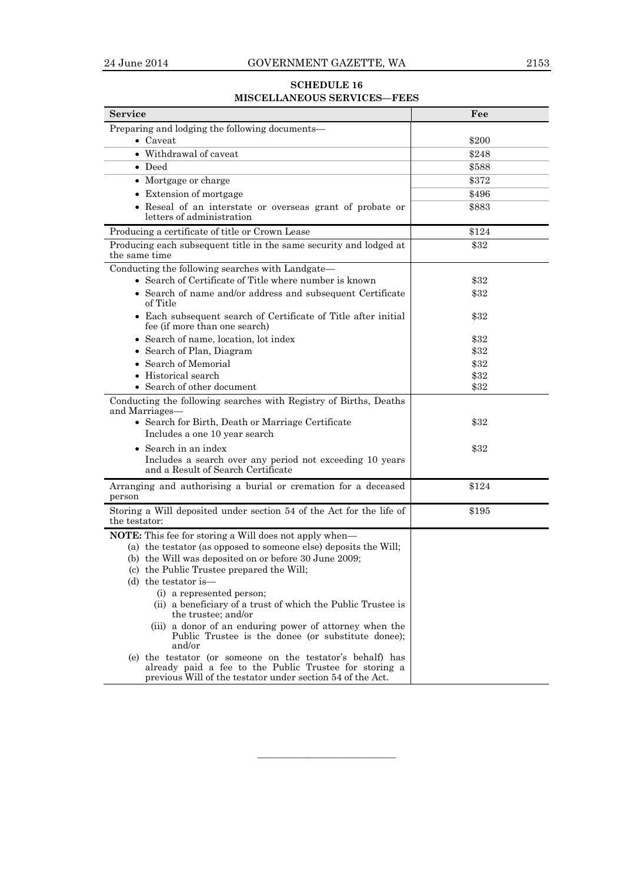## SCHEDULE 16

## MISCELLANEOUS SERVICES—FEES

| Service | Fee |
|---|---|
| Preparing and lodging the following documents— | |
| • Caveat | $200 |
| • Withdrawal of caveat | $248 |
| • Deed | $588 |
| • Mortgage or charge | $372 |
| • Extension of mortgage | $496 |
| • Reseal of an interstate or overseas grant of probate or letters of administration | $883 |
| Producing a certificate of title or Crown Lease | $124 |
| Producing each subsequent title in the same security and lodged at the same time | $32 |
| Conducting the following searches with Landgate— | |
| • Search of Certificate of Title where number is known | $32 |
| • Search of name and/or address and subsequent Certificate of Title | $32 |
| • Each subsequent search of Certificate of Title after initial fee (if more than one search) | $32 |
| • Search of name, location, lot index | $32 |
| • Search of Plan, Diagram | $32 |
| • Search of Memorial | $32 |
| • Historical search | $32 |
| • Search of other document | $32 |
| Conducting the following searches with Registry of Births, Deaths and Marriages— | |
| • Search for Birth, Death or Marriage Certificate<br>Includes a one 10 year search | $32 |
| • Search in an index<br>Includes a search over any period not exceeding 10 years and a Result of Search Certificate | $32 |
| Arranging and authorising a burial or cremation for a deceased person | $124 |
| Storing a Will deposited under section 54 of the Act for the life of the testator: | $195 |
| **NOTE:** This fee for storing a Will does not apply when—<br>(a) the testator (as opposed to someone else) deposits the Will;<br>(b) the Will was deposited on or before 30 June 2009;<br>(c) the Public Trustee prepared the Will;<br>(d) the testator is—<br>(i) a represented person;<br>(ii) a beneficiary of a trust of which the Public Trustee is the trustee; and/or<br>(iii) a donor of an enduring power of attorney when the Public Trustee is the donee (or substitute donee); and/or<br>(e) the testator (or someone on the testator's behalf) has already paid a fee to the Public Trustee for storing a previous Will of the testator under section 54 of the Act. | |

———————————